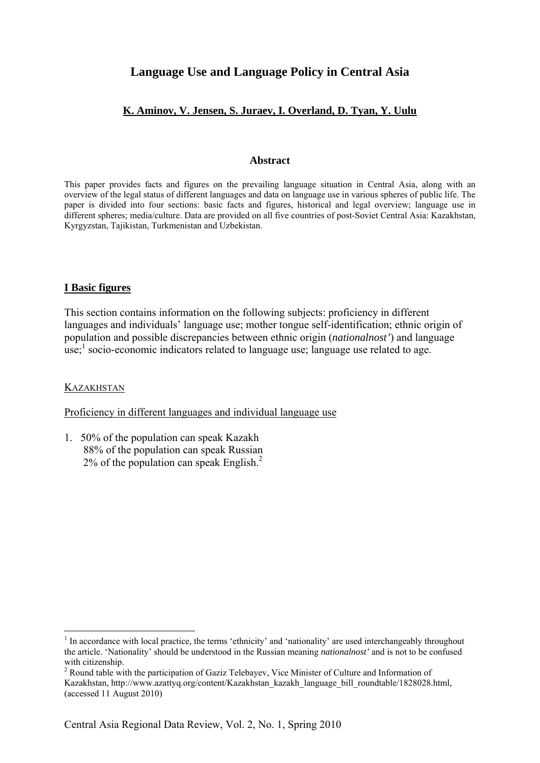# Language Use and Language Policy in Central Asia

**K. Aminov, V. Jensen, S. Juraev, I. Overland, D. Tyan, Y. Uulu**

### Abstract

This paper provides facts and figures on the prevailing language situation in Central Asia, along with an overview of the legal status of different languages and data on language use in various spheres of public life. The paper is divided into four sections: basic facts and figures, historical and legal overview; language use in different spheres; media/culture. Data are provided on all five countries of post-Soviet Central Asia: Kazakhstan, Kyrgyzstan, Tajikistan, Turkmenistan and Uzbekistan.

## I Basic figures

This section contains information on the following subjects: proficiency in different languages and individuals' language use; mother tongue self-identification; ethnic origin of population and possible discrepancies between ethnic origin (*nationalnost'*) and language use;[1] socio-economic indicators related to language use; language use related to age.

### KAZAKHSTAN

#### Proficiency in different languages and individual language use

1. 50% of the population can speak Kazakh
   88% of the population can speak Russian
   2% of the population can speak English.[2]

---

[1] In accordance with local practice, the terms 'ethnicity' and 'nationality' are used interchangeably throughout the article. 'Nationality' should be understood in the Russian meaning *nationalnost'* and is not to be confused with citizenship.

[2] Round table with the participation of Gaziz Telebayev, Vice Minister of Culture and Information of Kazakhstan, http://www.azattyq.org/content/Kazakhstan_kazakh_language_bill_roundtable/1828028.html, (accessed 11 August 2010)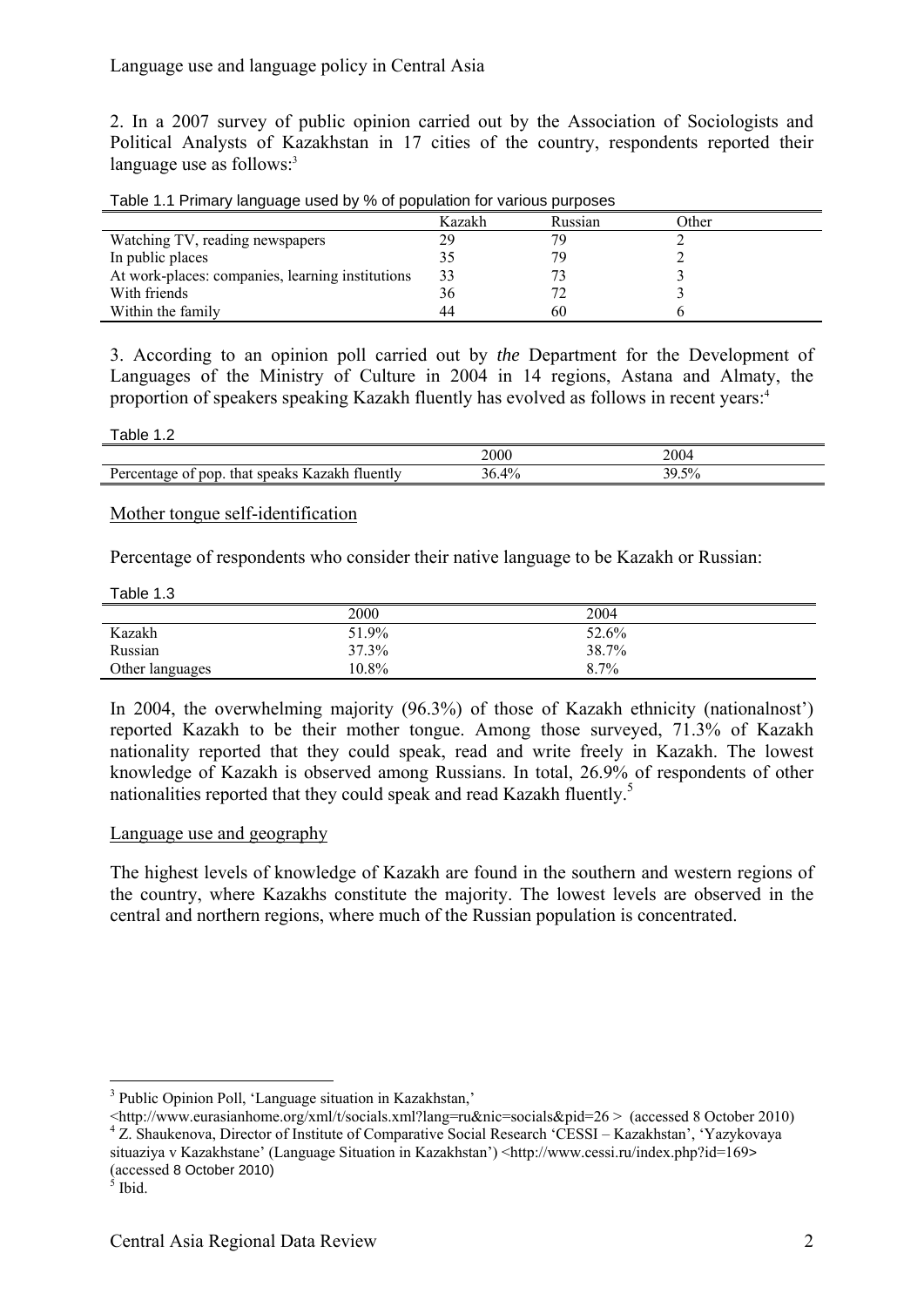2. In a 2007 survey of public opinion carried out by the Association of Sociologists and Political Analysts of Kazakhstan in 17 cities of the country, respondents reported their language use as follows:[3]

Table 1.1 Primary language used by % of population for various purposes

| | Kazakh | Russian | Other |
|---|---|---|---|
| Watching TV, reading newspapers | 29 | 79 | 2 |
| In public places | 35 | 79 | 2 |
| At work-places: companies, learning institutions | 33 | 73 | 3 |
| With friends | 36 | 72 | 3 |
| Within the family | 44 | 60 | 6 |

3. According to an opinion poll carried out by *the* Department for the Development of Languages of the Ministry of Culture in 2004 in 14 regions, Astana and Almaty, the proportion of speakers speaking Kazakh fluently has evolved as follows in recent years:[4]

Table 1.2

| | 2000 | 2004 |
|---|---|---|
| Percentage of pop. that speaks Kazakh fluently | 36.4% | 39.5% |

Mother tongue self-identification

Percentage of respondents who consider their native language to be Kazakh or Russian:

Table 1.3

| | 2000 | 2004 |
|---|---|---|
| Kazakh | 51.9% | 52.6% |
| Russian | 37.3% | 38.7% |
| Other languages | 10.8% | 8.7% |

In 2004, the overwhelming majority (96.3%) of those of Kazakh ethnicity (nationalnost') reported Kazakh to be their mother tongue. Among those surveyed, 71.3% of Kazakh nationality reported that they could speak, read and write freely in Kazakh. The lowest knowledge of Kazakh is observed among Russians. In total, 26.9% of respondents of other nationalities reported that they could speak and read Kazakh fluently.[5]

Language use and geography

The highest levels of knowledge of Kazakh are found in the southern and western regions of the country, where Kazakhs constitute the majority. The lowest levels are observed in the central and northern regions, where much of the Russian population is concentrated.

---

[3] Public Opinion Poll, 'Language situation in Kazakhstan,' <http://www.eurasianhome.org/xml/t/socials.xml?lang=ru&nic=socials&pid=26 > (accessed 8 October 2010)

[4] Z. Shaukenova, Director of Institute of Comparative Social Research 'CESSI – Kazakhstan', 'Yazykovaya situaziya v Kazakhstane' (Language Situation in Kazakhstan') <http://www.cessi.ru/index.php?id=169> (accessed 8 October 2010)

[5] Ibid.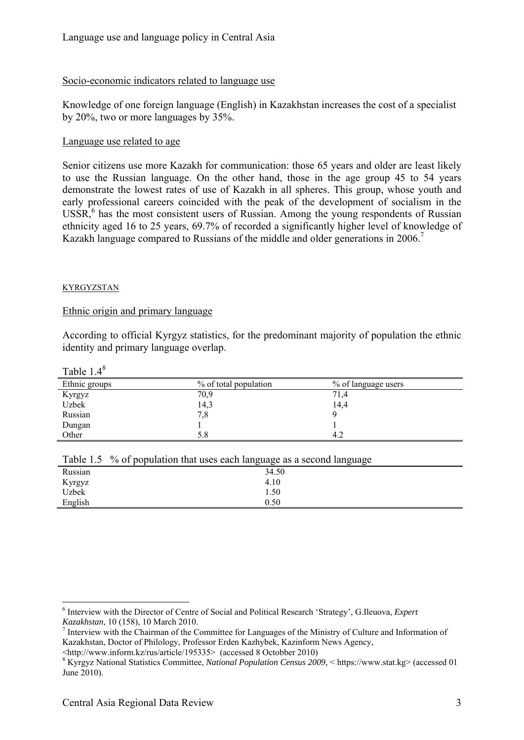Socio-economic indicators related to language use

Knowledge of one foreign language (English) in Kazakhstan increases the cost of a specialist by 20%, two or more languages by 35%.

Language use related to age

Senior citizens use more Kazakh for communication: those 65 years and older are least likely to use the Russian language. On the other hand, those in the age group 45 to 54 years demonstrate the lowest rates of use of Kazakh in all spheres. This group, whose youth and early professional careers coincided with the peak of the development of socialism in the USSR,[6] has the most consistent users of Russian. Among the young respondents of Russian ethnicity aged 16 to 25 years, 69.7% of recorded a significantly higher level of knowledge of Kazakh language compared to Russians of the middle and older generations in 2006.[7]

## KYRGYZSTAN

Ethnic origin and primary language

According to official Kyrgyz statistics, for the predominant majority of population the ethnic identity and primary language overlap.

Table 1.4[8]

| Ethnic groups | % of total population | % of language users |
|---|---|---|
| Kyrgyz | 70,9 | 71,4 |
| Uzbek | 14,3 | 14,4 |
| Russian | 7,8 | 9 |
| Dungan | 1 | 1 |
| Other | 5.8 | 4.2 |

Table 1.5 % of population that uses each language as a second language

| | |
|---|---|
| Russian | 34.50 |
| Kyrgyz | 4.10 |
| Uzbek | 1.50 |
| English | 0.50 |

---

[6] Interview with the Director of Centre of Social and Political Research 'Strategy', G.Ileuova, *Expert Kazakhstan*, 10 (158), 10 March 2010.

[7] Interview with the Chairman of the Committee for Languages of the Ministry of Culture and Information of Kazakhstan, Doctor of Philology, Professor Erden Kazhybek, Kazinform News Agency, <http://www.inform.kz/rus/article/195335> (accessed 8 Octobber 2010)

[8] Kyrgyz National Statistics Committee, *National Population Census 2009*, < https://www.stat.kg> (accessed 01 June 2010).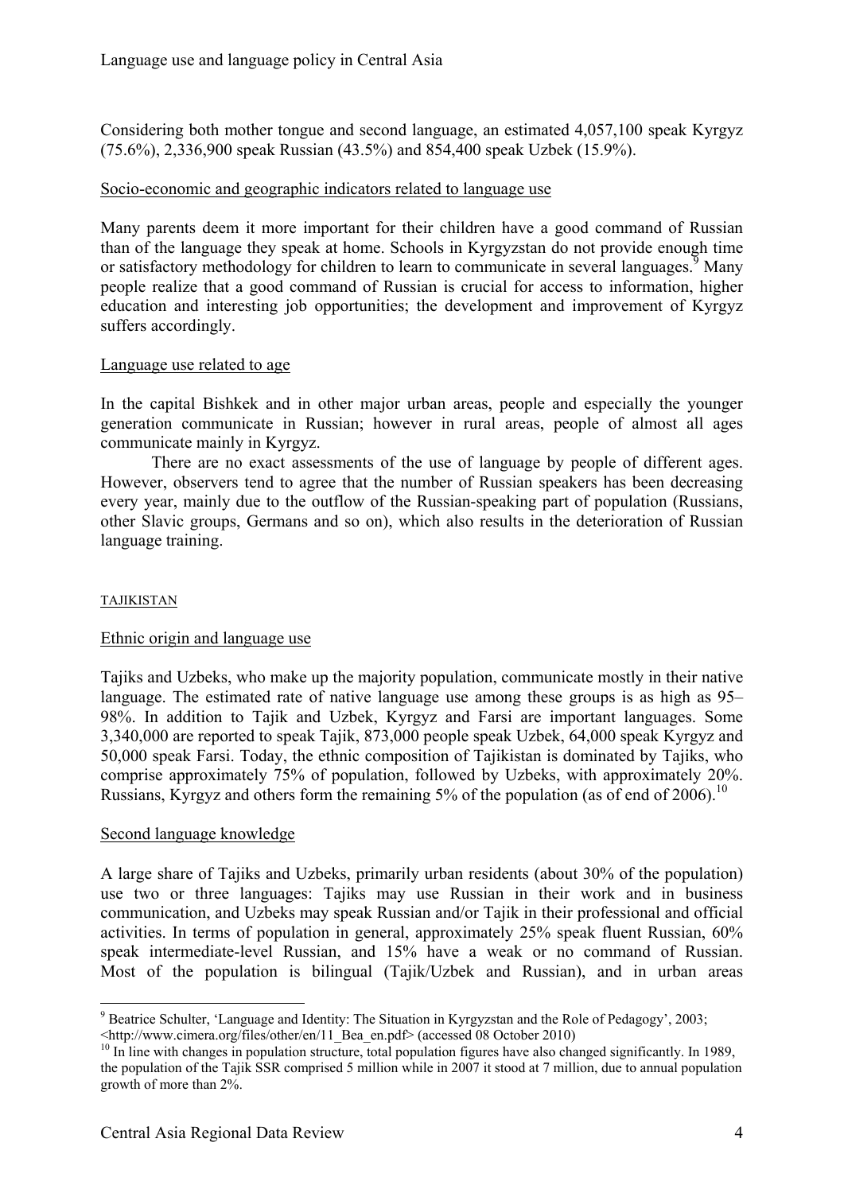Considering both mother tongue and second language, an estimated 4,057,100 speak Kyrgyz (75.6%), 2,336,900 speak Russian (43.5%) and 854,400 speak Uzbek (15.9%).

#### Socio-economic and geographic indicators related to language use

Many parents deem it more important for their children have a good command of Russian than of the language they speak at home. Schools in Kyrgyzstan do not provide enough time or satisfactory methodology for children to learn to communicate in several languages.[9] Many people realize that a good command of Russian is crucial for access to information, higher education and interesting job opportunities; the development and improvement of Kyrgyz suffers accordingly.

#### Language use related to age

In the capital Bishkek and in other major urban areas, people and especially the younger generation communicate in Russian; however in rural areas, people of almost all ages communicate mainly in Kyrgyz.

There are no exact assessments of the use of language by people of different ages. However, observers tend to agree that the number of Russian speakers has been decreasing every year, mainly due to the outflow of the Russian-speaking part of population (Russians, other Slavic groups, Germans and so on), which also results in the deterioration of Russian language training.

### TAJIKISTAN

#### Ethnic origin and language use

Tajiks and Uzbeks, who make up the majority population, communicate mostly in their native language. The estimated rate of native language use among these groups is as high as 95–98%. In addition to Tajik and Uzbek, Kyrgyz and Farsi are important languages. Some 3,340,000 are reported to speak Tajik, 873,000 people speak Uzbek, 64,000 speak Kyrgyz and 50,000 speak Farsi. Today, the ethnic composition of Tajikistan is dominated by Tajiks, who comprise approximately 75% of population, followed by Uzbeks, with approximately 20%. Russians, Kyrgyz and others form the remaining 5% of the population (as of end of 2006).[10]

#### Second language knowledge

A large share of Tajiks and Uzbeks, primarily urban residents (about 30% of the population) use two or three languages: Tajiks may use Russian in their work and in business communication, and Uzbeks may speak Russian and/or Tajik in their professional and official activities. In terms of population in general, approximately 25% speak fluent Russian, 60% speak intermediate-level Russian, and 15% have a weak or no command of Russian. Most of the population is bilingual (Tajik/Uzbek and Russian), and in urban areas

---

[9] Beatrice Schulter, 'Language and Identity: The Situation in Kyrgyzstan and the Role of Pedagogy', 2003; <http://www.cimera.org/files/other/en/11_Bea_en.pdf> (accessed 08 October 2010)

[10] In line with changes in population structure, total population figures have also changed significantly. In 1989, the population of the Tajik SSR comprised 5 million while in 2007 it stood at 7 million, due to annual population growth of more than 2%.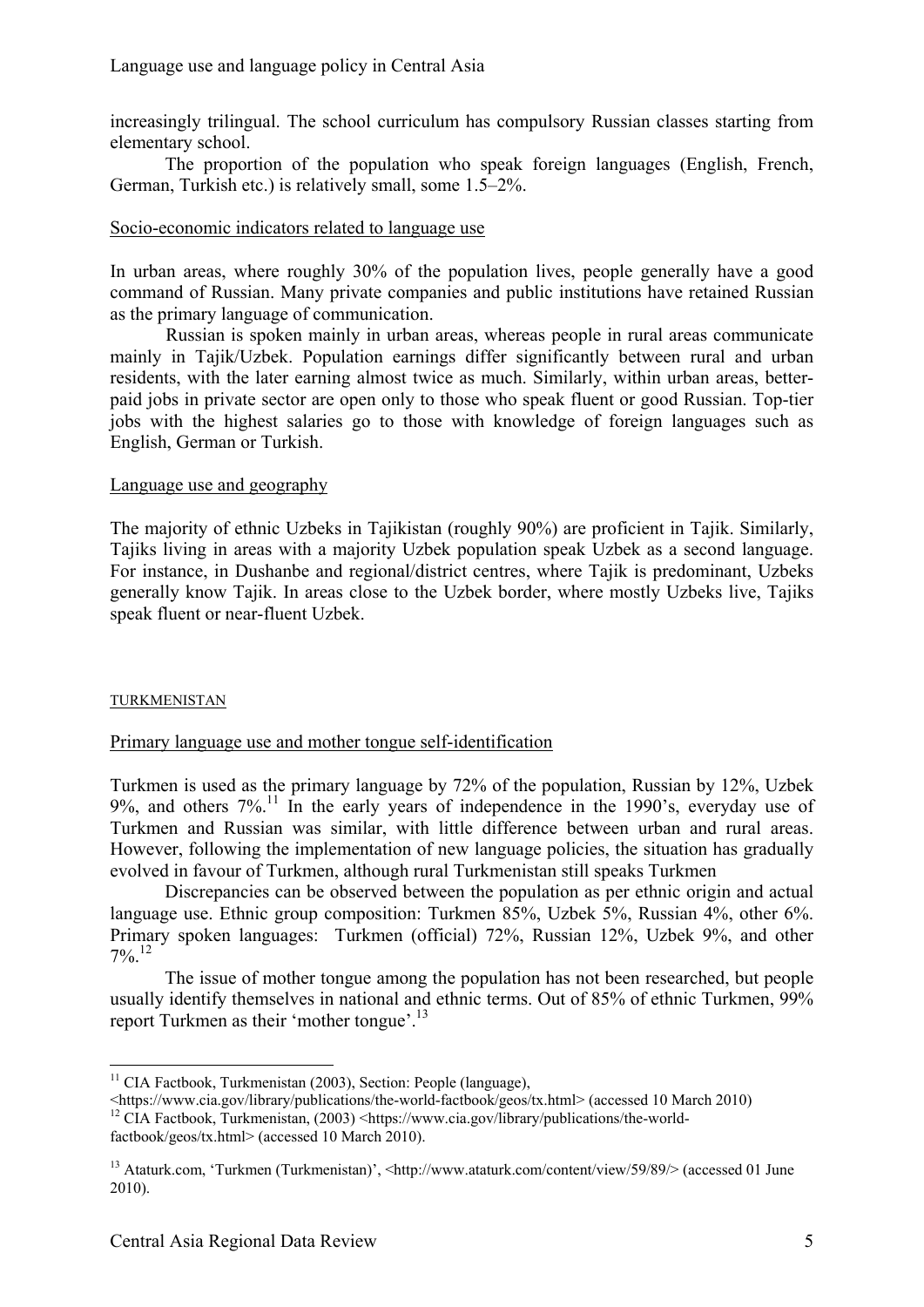increasingly trilingual. The school curriculum has compulsory Russian classes starting from elementary school.

The proportion of the population who speak foreign languages (English, French, German, Turkish etc.) is relatively small, some 1.5–2%.

## Socio-economic indicators related to language use

In urban areas, where roughly 30% of the population lives, people generally have a good command of Russian. Many private companies and public institutions have retained Russian as the primary language of communication.

Russian is spoken mainly in urban areas, whereas people in rural areas communicate mainly in Tajik/Uzbek. Population earnings differ significantly between rural and urban residents, with the later earning almost twice as much. Similarly, within urban areas, better-paid jobs in private sector are open only to those who speak fluent or good Russian. Top-tier jobs with the highest salaries go to those with knowledge of foreign languages such as English, German or Turkish.

## Language use and geography

The majority of ethnic Uzbeks in Tajikistan (roughly 90%) are proficient in Tajik. Similarly, Tajiks living in areas with a majority Uzbek population speak Uzbek as a second language. For instance, in Dushanbe and regional/district centres, where Tajik is predominant, Uzbeks generally know Tajik. In areas close to the Uzbek border, where mostly Uzbeks live, Tajiks speak fluent or near-fluent Uzbek.

# TURKMENISTAN

## Primary language use and mother tongue self-identification

Turkmen is used as the primary language by 72% of the population, Russian by 12%, Uzbek 9%, and others 7%.[11] In the early years of independence in the 1990's, everyday use of Turkmen and Russian was similar, with little difference between urban and rural areas. However, following the implementation of new language policies, the situation has gradually evolved in favour of Turkmen, although rural Turkmenistan still speaks Turkmen

Discrepancies can be observed between the population as per ethnic origin and actual language use. Ethnic group composition: Turkmen 85%, Uzbek 5%, Russian 4%, other 6%. Primary spoken languages: Turkmen (official) 72%, Russian 12%, Uzbek 9%, and other 7%.[12]

The issue of mother tongue among the population has not been researched, but people usually identify themselves in national and ethnic terms. Out of 85% of ethnic Turkmen, 99% report Turkmen as their 'mother tongue'.[13]

---

[11] CIA Factbook, Turkmenistan (2003), Section: People (language), <https://www.cia.gov/library/publications/the-world-factbook/geos/tx.html> (accessed 10 March 2010)

[12] CIA Factbook, Turkmenistan, (2003) <https://www.cia.gov/library/publications/the-world-factbook/geos/tx.html> (accessed 10 March 2010).

[13] Ataturk.com, 'Turkmen (Turkmenistan)', <http://www.ataturk.com/content/view/59/89/> (accessed 01 June 2010).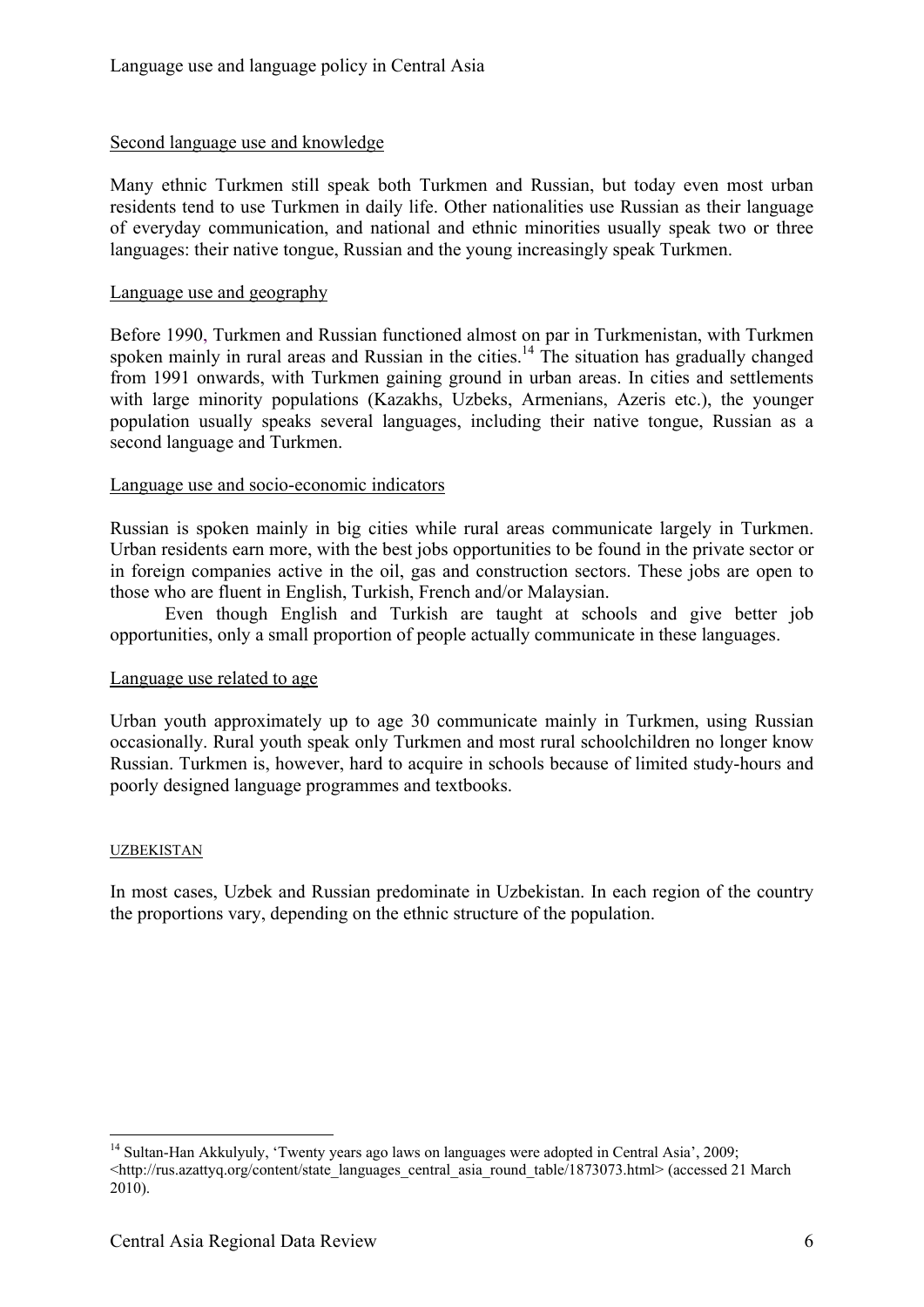### Second language use and knowledge

Many ethnic Turkmen still speak both Turkmen and Russian, but today even most urban residents tend to use Turkmen in daily life. Other nationalities use Russian as their language of everyday communication, and national and ethnic minorities usually speak two or three languages: their native tongue, Russian and the young increasingly speak Turkmen.

### Language use and geography

Before 1990, Turkmen and Russian functioned almost on par in Turkmenistan, with Turkmen spoken mainly in rural areas and Russian in the cities.[14] The situation has gradually changed from 1991 onwards, with Turkmen gaining ground in urban areas. In cities and settlements with large minority populations (Kazakhs, Uzbeks, Armenians, Azeris etc.), the younger population usually speaks several languages, including their native tongue, Russian as a second language and Turkmen.

### Language use and socio-economic indicators

Russian is spoken mainly in big cities while rural areas communicate largely in Turkmen. Urban residents earn more, with the best jobs opportunities to be found in the private sector or in foreign companies active in the oil, gas and construction sectors. These jobs are open to those who are fluent in English, Turkish, French and/or Malaysian.

Even though English and Turkish are taught at schools and give better job opportunities, only a small proportion of people actually communicate in these languages.

### Language use related to age

Urban youth approximately up to age 30 communicate mainly in Turkmen, using Russian occasionally. Rural youth speak only Turkmen and most rural schoolchildren no longer know Russian. Turkmen is, however, hard to acquire in schools because of limited study-hours and poorly designed language programmes and textbooks.

## UZBEKISTAN

In most cases, Uzbek and Russian predominate in Uzbekistan. In each region of the country the proportions vary, depending on the ethnic structure of the population.

---

[14] Sultan-Han Akkulyuly, 'Twenty years ago laws on languages were adopted in Central Asia', 2009; <http://rus.azattyq.org/content/state_languages_central_asia_round_table/1873073.html> (accessed 21 March 2010).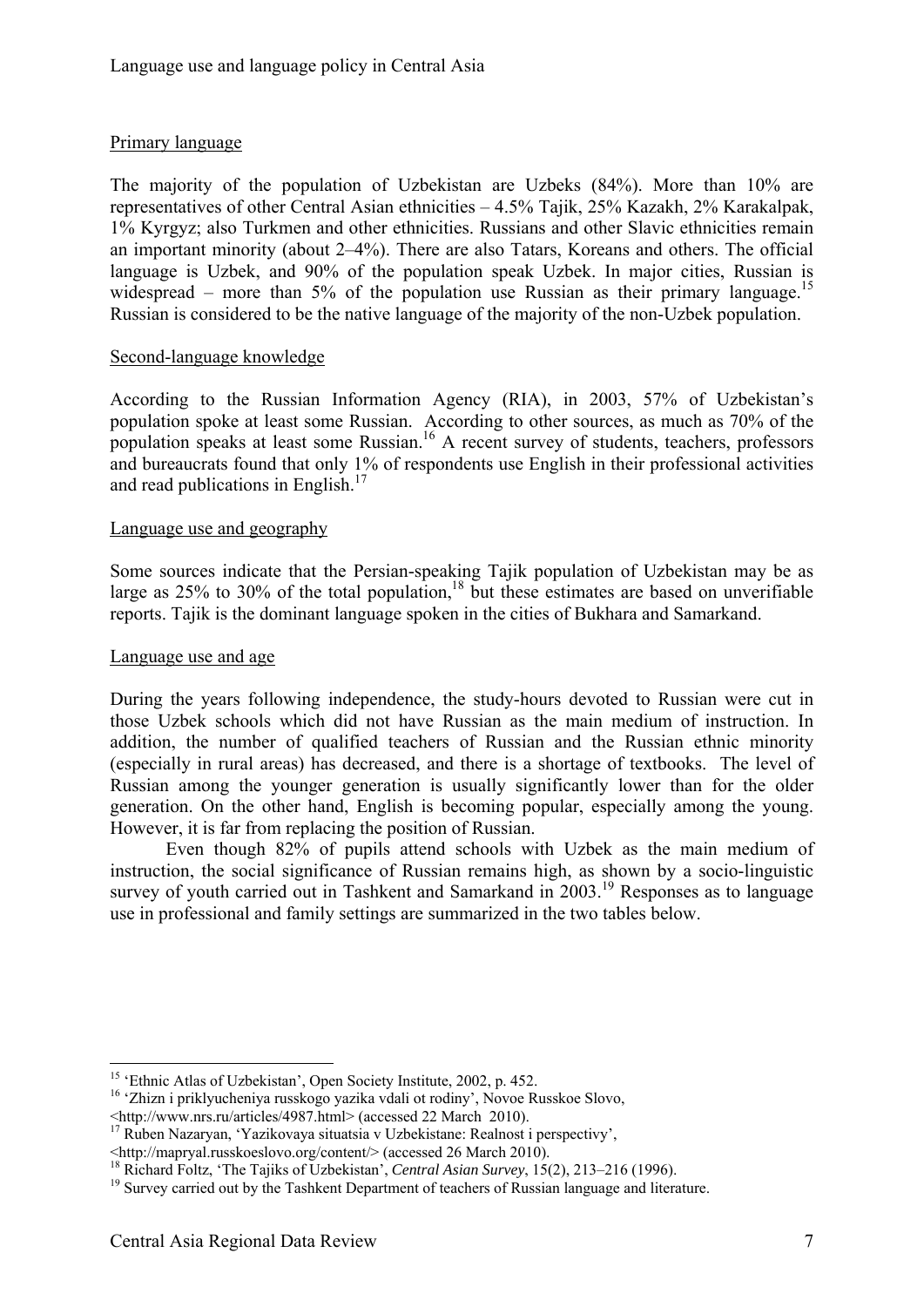## Primary language

The majority of the population of Uzbekistan are Uzbeks (84%). More than 10% are representatives of other Central Asian ethnicities – 4.5% Tajik, 25% Kazakh, 2% Karakalpak, 1% Kyrgyz; also Turkmen and other ethnicities. Russians and other Slavic ethnicities remain an important minority (about 2–4%). There are also Tatars, Koreans and others. The official language is Uzbek, and 90% of the population speak Uzbek. In major cities, Russian is widespread – more than 5% of the population use Russian as their primary language.[15] Russian is considered to be the native language of the majority of the non-Uzbek population.

## Second-language knowledge

According to the Russian Information Agency (RIA), in 2003, 57% of Uzbekistan's population spoke at least some Russian. According to other sources, as much as 70% of the population speaks at least some Russian.[16] A recent survey of students, teachers, professors and bureaucrats found that only 1% of respondents use English in their professional activities and read publications in English.[17]

## Language use and geography

Some sources indicate that the Persian-speaking Tajik population of Uzbekistan may be as large as 25% to 30% of the total population,[18] but these estimates are based on unverifiable reports. Tajik is the dominant language spoken in the cities of Bukhara and Samarkand.

## Language use and age

During the years following independence, the study-hours devoted to Russian were cut in those Uzbek schools which did not have Russian as the main medium of instruction. In addition, the number of qualified teachers of Russian and the Russian ethnic minority (especially in rural areas) has decreased, and there is a shortage of textbooks. The level of Russian among the younger generation is usually significantly lower than for the older generation. On the other hand, English is becoming popular, especially among the young. However, it is far from replacing the position of Russian.

Even though 82% of pupils attend schools with Uzbek as the main medium of instruction, the social significance of Russian remains high, as shown by a socio-linguistic survey of youth carried out in Tashkent and Samarkand in 2003.[19] Responses as to language use in professional and family settings are summarized in the two tables below.

---

[15] 'Ethnic Atlas of Uzbekistan', Open Society Institute, 2002, p. 452.

[16] 'Zhizn i priklyucheniya russkogo yazika vdali ot rodiny', Novoe Russkoe Slovo, <http://www.nrs.ru/articles/4987.html> (accessed 22 March 2010).

[17] Ruben Nazaryan, 'Yazikovaya situatsia v Uzbekistane: Realnost i perspectivy', <http://mapryal.russkoeslovo.org/content/> (accessed 26 March 2010).

[18] Richard Foltz, 'The Tajiks of Uzbekistan', *Central Asian Survey*, 15(2), 213–216 (1996).

[19] Survey carried out by the Tashkent Department of teachers of Russian language and literature.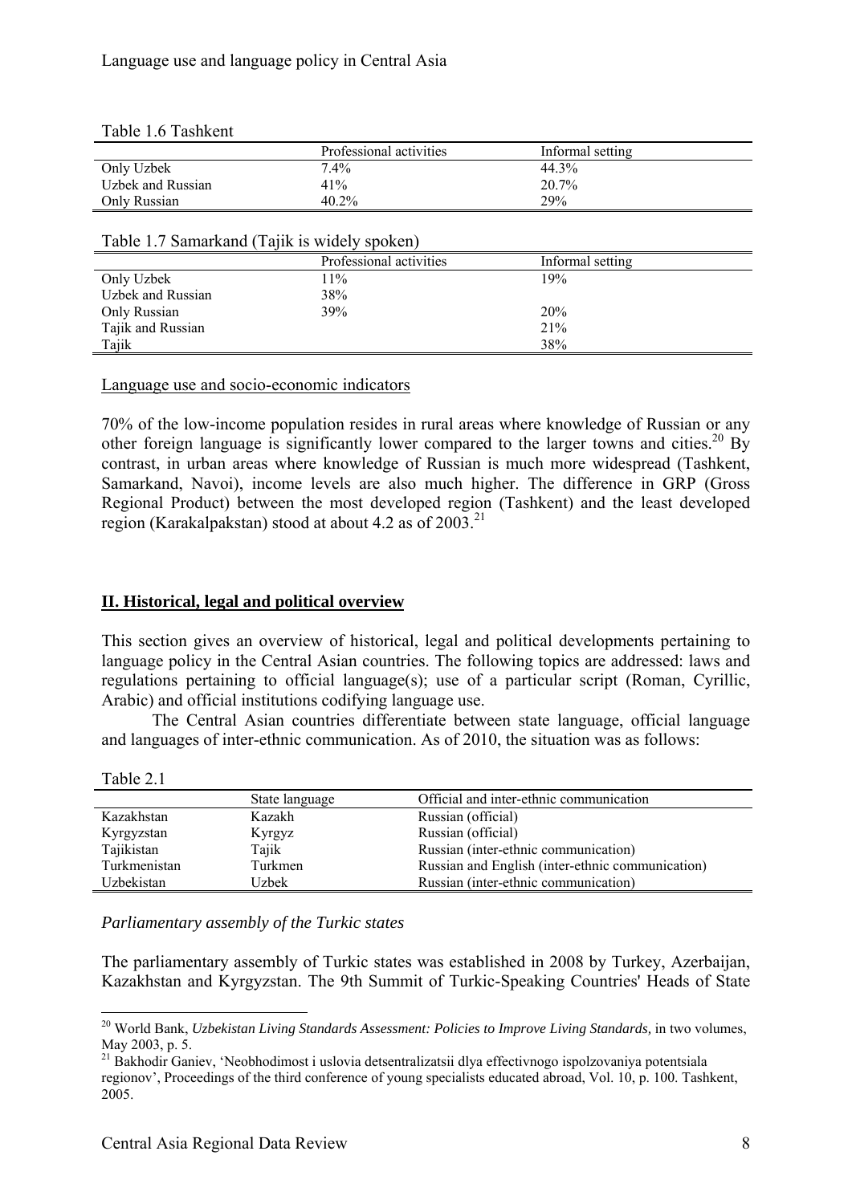Table 1.6 Tashkent

| | Professional activities | Informal setting |
|---|---|---|
| Only Uzbek | 7.4% | 44.3% |
| Uzbek and Russian | 41% | 20.7% |
| Only Russian | 40.2% | 29% |

Table 1.7 Samarkand (Tajik is widely spoken)

| | Professional activities | Informal setting |
|---|---|---|
| Only Uzbek | 11% | 19% |
| Uzbek and Russian | 38% | |
| Only Russian | 39% | 20% |
| Tajik and Russian | | 21% |
| Tajik | | 38% |

Language use and socio-economic indicators

70% of the low-income population resides in rural areas where knowledge of Russian or any other foreign language is significantly lower compared to the larger towns and cities.[20] By contrast, in urban areas where knowledge of Russian is much more widespread (Tashkent, Samarkand, Navoi), income levels are also much higher. The difference in GRP (Gross Regional Product) between the most developed region (Tashkent) and the least developed region (Karakalpakstan) stood at about 4.2 as of 2003.[21]

## II. Historical, legal and political overview

This section gives an overview of historical, legal and political developments pertaining to language policy in the Central Asian countries. The following topics are addressed: laws and regulations pertaining to official language(s); use of a particular script (Roman, Cyrillic, Arabic) and official institutions codifying language use.

The Central Asian countries differentiate between state language, official language and languages of inter-ethnic communication. As of 2010, the situation was as follows:

Table 2.1

| | State language | Official and inter-ethnic communication |
|---|---|---|
| Kazakhstan | Kazakh | Russian (official) |
| Kyrgyzstan | Kyrgyz | Russian (official) |
| Tajikistan | Tajik | Russian (inter-ethnic communication) |
| Turkmenistan | Turkmen | Russian and English (inter-ethnic communication) |
| Uzbekistan | Uzbek | Russian (inter-ethnic communication) |

*Parliamentary assembly of the Turkic states*

The parliamentary assembly of Turkic states was established in 2008 by Turkey, Azerbaijan, Kazakhstan and Kyrgyzstan. The 9th Summit of Turkic-Speaking Countries' Heads of State

---

[20] World Bank, *Uzbekistan Living Standards Assessment: Policies to Improve Living Standards,* in two volumes, May 2003, p. 5.

[21] Bakhodir Ganiev, 'Neobhodimost i uslovia detsentralizatsii dlya effectivnogo ispolzovaniya potentsiala regionov', Proceedings of the third conference of young specialists educated abroad, Vol. 10, p. 100. Tashkent, 2005.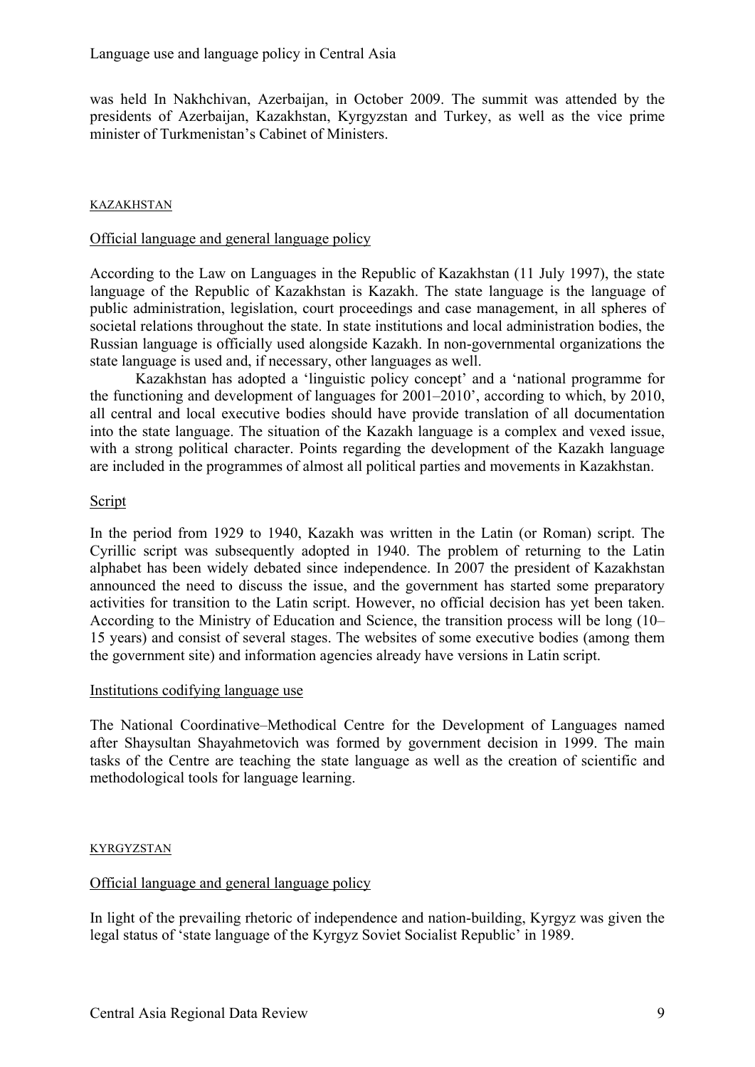was held In Nakhchivan, Azerbaijan, in October 2009. The summit was attended by the presidents of Azerbaijan, Kazakhstan, Kyrgyzstan and Turkey, as well as the vice prime minister of Turkmenistan's Cabinet of Ministers.

## KAZAKHSTAN

### Official language and general language policy

According to the Law on Languages in the Republic of Kazakhstan (11 July 1997), the state language of the Republic of Kazakhstan is Kazakh. The state language is the language of public administration, legislation, court proceedings and case management, in all spheres of societal relations throughout the state. In state institutions and local administration bodies, the Russian language is officially used alongside Kazakh. In non-governmental organizations the state language is used and, if necessary, other languages as well.

Kazakhstan has adopted a 'linguistic policy concept' and a 'national programme for the functioning and development of languages for 2001–2010', according to which, by 2010, all central and local executive bodies should have provide translation of all documentation into the state language. The situation of the Kazakh language is a complex and vexed issue, with a strong political character. Points regarding the development of the Kazakh language are included in the programmes of almost all political parties and movements in Kazakhstan.

### Script

In the period from 1929 to 1940, Kazakh was written in the Latin (or Roman) script. The Cyrillic script was subsequently adopted in 1940. The problem of returning to the Latin alphabet has been widely debated since independence. In 2007 the president of Kazakhstan announced the need to discuss the issue, and the government has started some preparatory activities for transition to the Latin script. However, no official decision has yet been taken. According to the Ministry of Education and Science, the transition process will be long (10–15 years) and consist of several stages. The websites of some executive bodies (among them the government site) and information agencies already have versions in Latin script.

### Institutions codifying language use

The National Coordinative–Methodical Centre for the Development of Languages named after Shaysultan Shayahmetovich was formed by government decision in 1999. The main tasks of the Centre are teaching the state language as well as the creation of scientific and methodological tools for language learning.

## KYRGYZSTAN

### Official language and general language policy

In light of the prevailing rhetoric of independence and nation-building, Kyrgyz was given the legal status of 'state language of the Kyrgyz Soviet Socialist Republic' in 1989.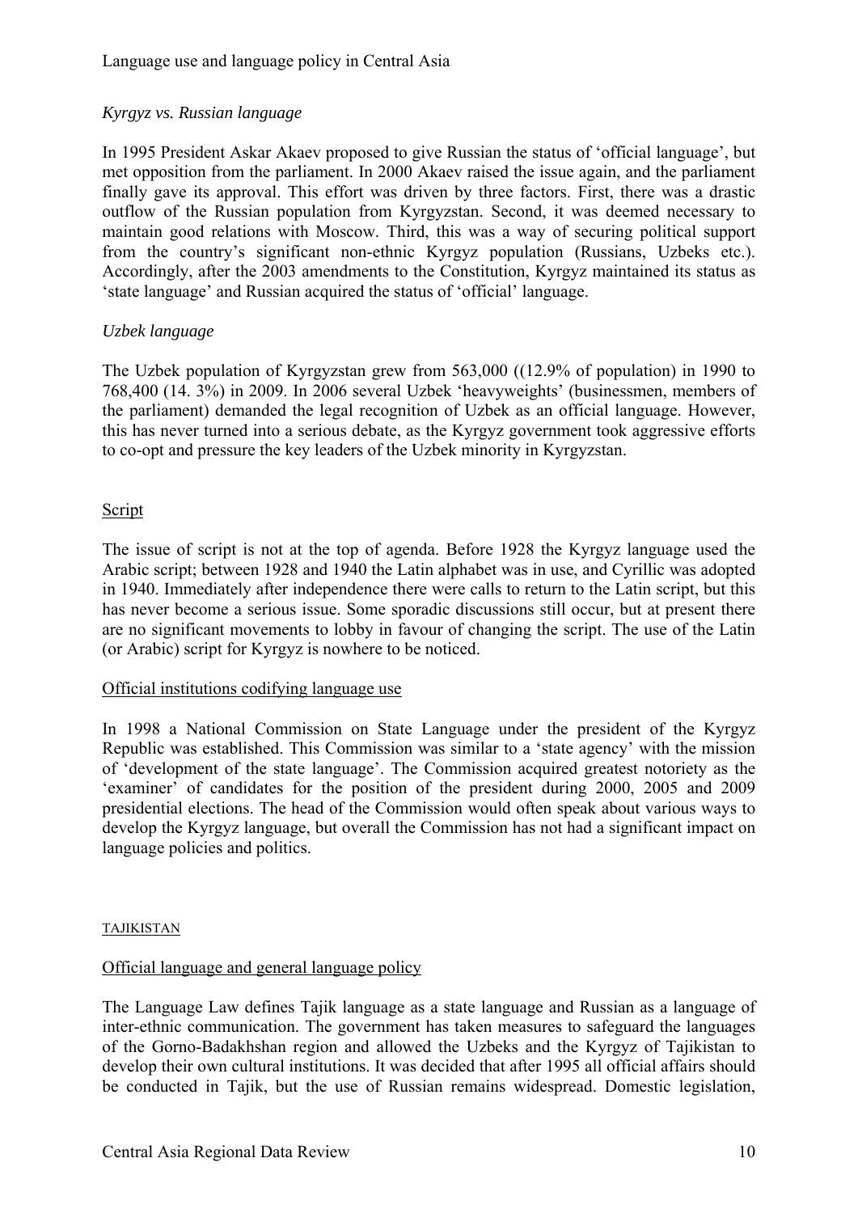### *Kyrgyz vs. Russian language*

In 1995 President Askar Akaev proposed to give Russian the status of 'official language', but met opposition from the parliament. In 2000 Akaev raised the issue again, and the parliament finally gave its approval. This effort was driven by three factors. First, there was a drastic outflow of the Russian population from Kyrgyzstan. Second, it was deemed necessary to maintain good relations with Moscow. Third, this was a way of securing political support from the country's significant non-ethnic Kyrgyz population (Russians, Uzbeks etc.). Accordingly, after the 2003 amendments to the Constitution, Kyrgyz maintained its status as 'state language' and Russian acquired the status of 'official' language.

### *Uzbek language*

The Uzbek population of Kyrgyzstan grew from 563,000 ((12.9% of population) in 1990 to 768,400 (14. 3%) in 2009. In 2006 several Uzbek 'heavyweights' (businessmen, members of the parliament) demanded the legal recognition of Uzbek as an official language. However, this has never turned into a serious debate, as the Kyrgyz government took aggressive efforts to co-opt and pressure the key leaders of the Uzbek minority in Kyrgyzstan.

### Script

The issue of script is not at the top of agenda. Before 1928 the Kyrgyz language used the Arabic script; between 1928 and 1940 the Latin alphabet was in use, and Cyrillic was adopted in 1940. Immediately after independence there were calls to return to the Latin script, but this has never become a serious issue. Some sporadic discussions still occur, but at present there are no significant movements to lobby in favour of changing the script. The use of the Latin (or Arabic) script for Kyrgyz is nowhere to be noticed.

### Official institutions codifying language use

In 1998 a National Commission on State Language under the president of the Kyrgyz Republic was established. This Commission was similar to a 'state agency' with the mission of 'development of the state language'. The Commission acquired greatest notoriety as the 'examiner' of candidates for the position of the president during 2000, 2005 and 2009 presidential elections. The head of the Commission would often speak about various ways to develop the Kyrgyz language, but overall the Commission has not had a significant impact on language policies and politics.

## TAJIKISTAN

### Official language and general language policy

The Language Law defines Tajik language as a state language and Russian as a language of inter-ethnic communication. The government has taken measures to safeguard the languages of the Gorno-Badakhshan region and allowed the Uzbeks and the Kyrgyz of Tajikistan to develop their own cultural institutions. It was decided that after 1995 all official affairs should be conducted in Tajik, but the use of Russian remains widespread. Domestic legislation,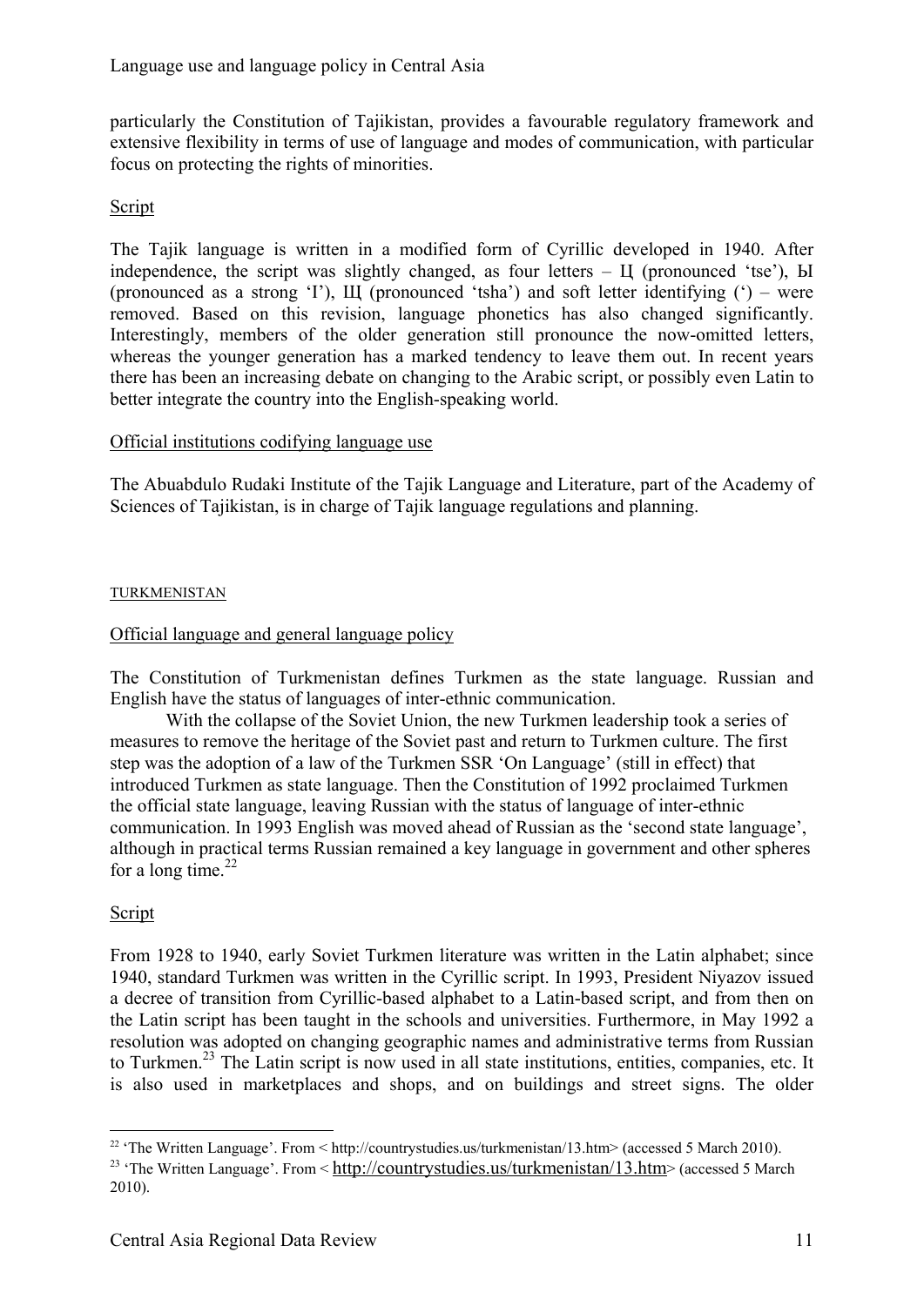particularly the Constitution of Tajikistan, provides a favourable regulatory framework and extensive flexibility in terms of use of language and modes of communication, with particular focus on protecting the rights of minorities.

Script

The Tajik language is written in a modified form of Cyrillic developed in 1940. After independence, the script was slightly changed, as four letters – Ц (pronounced 'tse'), Ы (pronounced as a strong 'I'), Щ (pronounced 'tsha') and soft letter identifying (') – were removed. Based on this revision, language phonetics has also changed significantly. Interestingly, members of the older generation still pronounce the now-omitted letters, whereas the younger generation has a marked tendency to leave them out. In recent years there has been an increasing debate on changing to the Arabic script, or possibly even Latin to better integrate the country into the English-speaking world.

Official institutions codifying language use

The Abuabdulo Rudaki Institute of the Tajik Language and Literature, part of the Academy of Sciences of Tajikistan, is in charge of Tajik language regulations and planning.

## TURKMENISTAN

Official language and general language policy

The Constitution of Turkmenistan defines Turkmen as the state language. Russian and English have the status of languages of inter-ethnic communication.

With the collapse of the Soviet Union, the new Turkmen leadership took a series of measures to remove the heritage of the Soviet past and return to Turkmen culture. The first step was the adoption of a law of the Turkmen SSR 'On Language' (still in effect) that introduced Turkmen as state language. Then the Constitution of 1992 proclaimed Turkmen the official state language, leaving Russian with the status of language of inter-ethnic communication. In 1993 English was moved ahead of Russian as the 'second state language', although in practical terms Russian remained a key language in government and other spheres for a long time.[22]

Script

From 1928 to 1940, early Soviet Turkmen literature was written in the Latin alphabet; since 1940, standard Turkmen was written in the Cyrillic script. In 1993, President Niyazov issued a decree of transition from Cyrillic-based alphabet to a Latin-based script, and from then on the Latin script has been taught in the schools and universities. Furthermore, in May 1992 a resolution was adopted on changing geographic names and administrative terms from Russian to Turkmen.[23] The Latin script is now used in all state institutions, entities, companies, etc. It is also used in marketplaces and shops, and on buildings and street signs. The older

[22] 'The Written Language'. From < http://countrystudies.us/turkmenistan/13.htm> (accessed 5 March 2010).

[23] 'The Written Language'. From < http://countrystudies.us/turkmenistan/13.htm> (accessed 5 March 2010).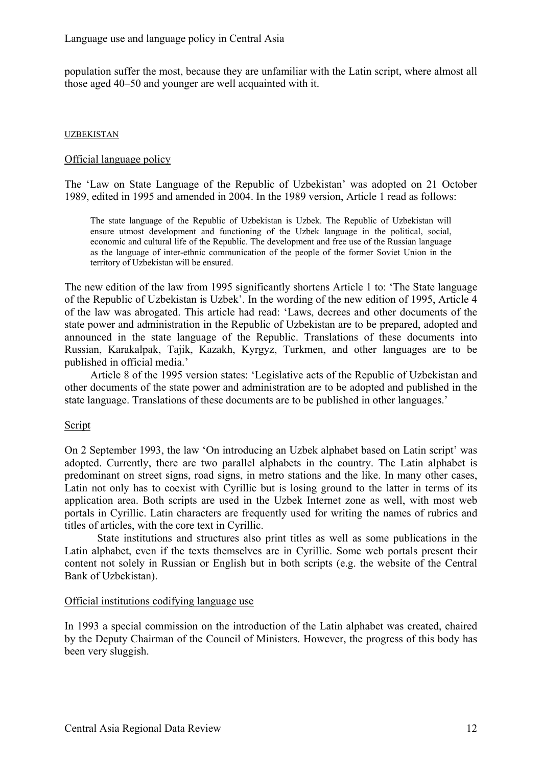population suffer the most, because they are unfamiliar with the Latin script, where almost all those aged 40–50 and younger are well acquainted with it.

## UZBEKISTAN

### Official language policy

The 'Law on State Language of the Republic of Uzbekistan' was adopted on 21 October 1989, edited in 1995 and amended in 2004. In the 1989 version, Article 1 read as follows:

> The state language of the Republic of Uzbekistan is Uzbek. The Republic of Uzbekistan will ensure utmost development and functioning of the Uzbek language in the political, social, economic and cultural life of the Republic. The development and free use of the Russian language as the language of inter-ethnic communication of the people of the former Soviet Union in the territory of Uzbekistan will be ensured.

The new edition of the law from 1995 significantly shortens Article 1 to: 'The State language of the Republic of Uzbekistan is Uzbek'. In the wording of the new edition of 1995, Article 4 of the law was abrogated. This article had read: 'Laws, decrees and other documents of the state power and administration in the Republic of Uzbekistan are to be prepared, adopted and announced in the state language of the Republic. Translations of these documents into Russian, Karakalpak, Tajik, Kazakh, Kyrgyz, Turkmen, and other languages are to be published in official media.'

Article 8 of the 1995 version states: 'Legislative acts of the Republic of Uzbekistan and other documents of the state power and administration are to be adopted and published in the state language. Translations of these documents are to be published in other languages.'

### Script

On 2 September 1993, the law 'On introducing an Uzbek alphabet based on Latin script' was adopted. Currently, there are two parallel alphabets in the country. The Latin alphabet is predominant on street signs, road signs, in metro stations and the like. In many other cases, Latin not only has to coexist with Cyrillic but is losing ground to the latter in terms of its application area. Both scripts are used in the Uzbek Internet zone as well, with most web portals in Cyrillic. Latin characters are frequently used for writing the names of rubrics and titles of articles, with the core text in Cyrillic.

State institutions and structures also print titles as well as some publications in the Latin alphabet, even if the texts themselves are in Cyrillic. Some web portals present their content not solely in Russian or English but in both scripts (e.g. the website of the Central Bank of Uzbekistan).

### Official institutions codifying language use

In 1993 a special commission on the introduction of the Latin alphabet was created, chaired by the Deputy Chairman of the Council of Ministers. However, the progress of this body has been very sluggish.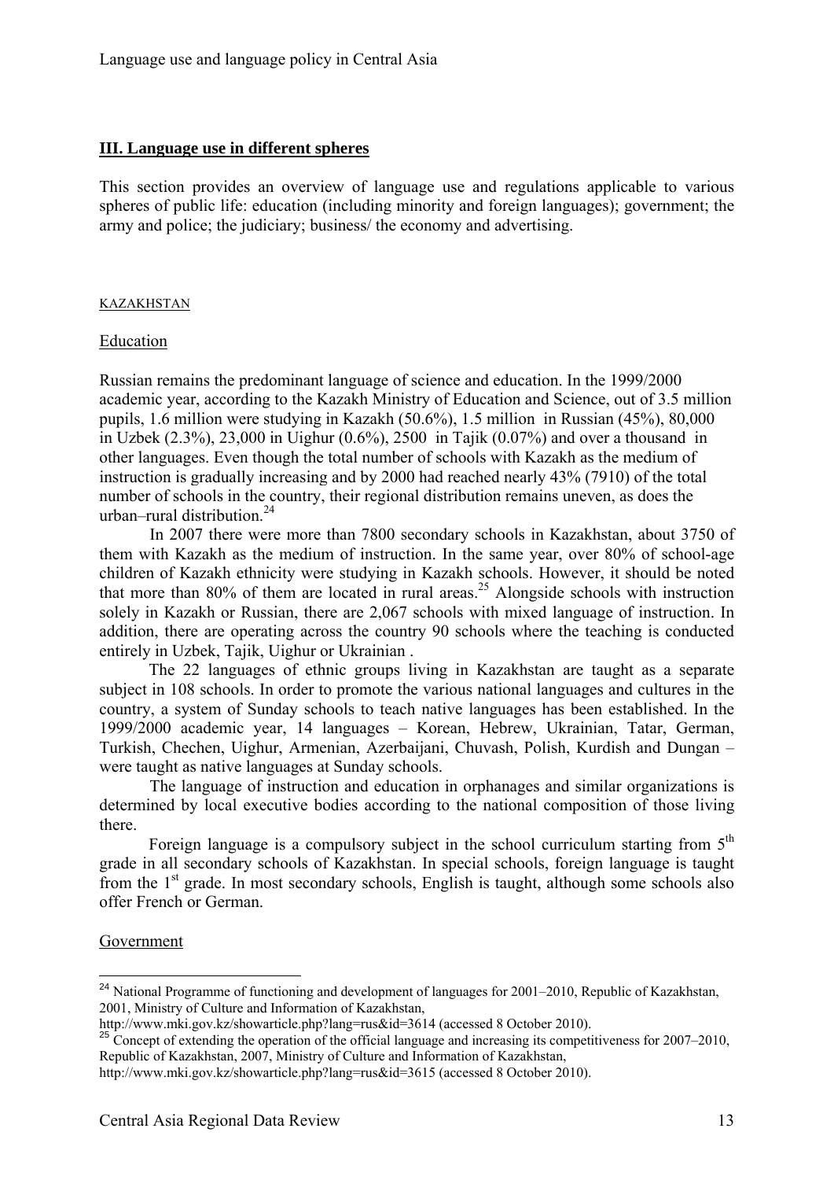## III. Language use in different spheres

This section provides an overview of language use and regulations applicable to various spheres of public life: education (including minority and foreign languages); government; the army and police; the judiciary; business/ the economy and advertising.

### KAZAKHSTAN

#### Education

Russian remains the predominant language of science and education. In the 1999/2000 academic year, according to the Kazakh Ministry of Education and Science, out of 3.5 million pupils, 1.6 million were studying in Kazakh (50.6%), 1.5 million in Russian (45%), 80,000 in Uzbek (2.3%), 23,000 in Uighur (0.6%), 2500 in Tajik (0.07%) and over a thousand in other languages. Even though the total number of schools with Kazakh as the medium of instruction is gradually increasing and by 2000 had reached nearly 43% (7910) of the total number of schools in the country, their regional distribution remains uneven, as does the urban–rural distribution.[24]

In 2007 there were more than 7800 secondary schools in Kazakhstan, about 3750 of them with Kazakh as the medium of instruction. In the same year, over 80% of school-age children of Kazakh ethnicity were studying in Kazakh schools. However, it should be noted that more than 80% of them are located in rural areas.[25] Alongside schools with instruction solely in Kazakh or Russian, there are 2,067 schools with mixed language of instruction. In addition, there are operating across the country 90 schools where the teaching is conducted entirely in Uzbek, Tajik, Uighur or Ukrainian .

The 22 languages of ethnic groups living in Kazakhstan are taught as a separate subject in 108 schools. In order to promote the various national languages and cultures in the country, a system of Sunday schools to teach native languages has been established. In the 1999/2000 academic year, 14 languages – Korean, Hebrew, Ukrainian, Tatar, German, Turkish, Chechen, Uighur, Armenian, Azerbaijani, Chuvash, Polish, Kurdish and Dungan – were taught as native languages at Sunday schools.

The language of instruction and education in orphanages and similar organizations is determined by local executive bodies according to the national composition of those living there.

Foreign language is a compulsory subject in the school curriculum starting from 5th grade in all secondary schools of Kazakhstan. In special schools, foreign language is taught from the 1st grade. In most secondary schools, English is taught, although some schools also offer French or German.

#### Government

---

[24] National Programme of functioning and development of languages for 2001–2010, Republic of Kazakhstan, 2001, Ministry of Culture and Information of Kazakhstan, http://www.mki.gov.kz/showarticle.php?lang=rus&id=3614 (accessed 8 October 2010).

[25] Concept of extending the operation of the official language and increasing its competitiveness for 2007–2010, Republic of Kazakhstan, 2007, Ministry of Culture and Information of Kazakhstan, http://www.mki.gov.kz/showarticle.php?lang=rus&id=3615 (accessed 8 October 2010).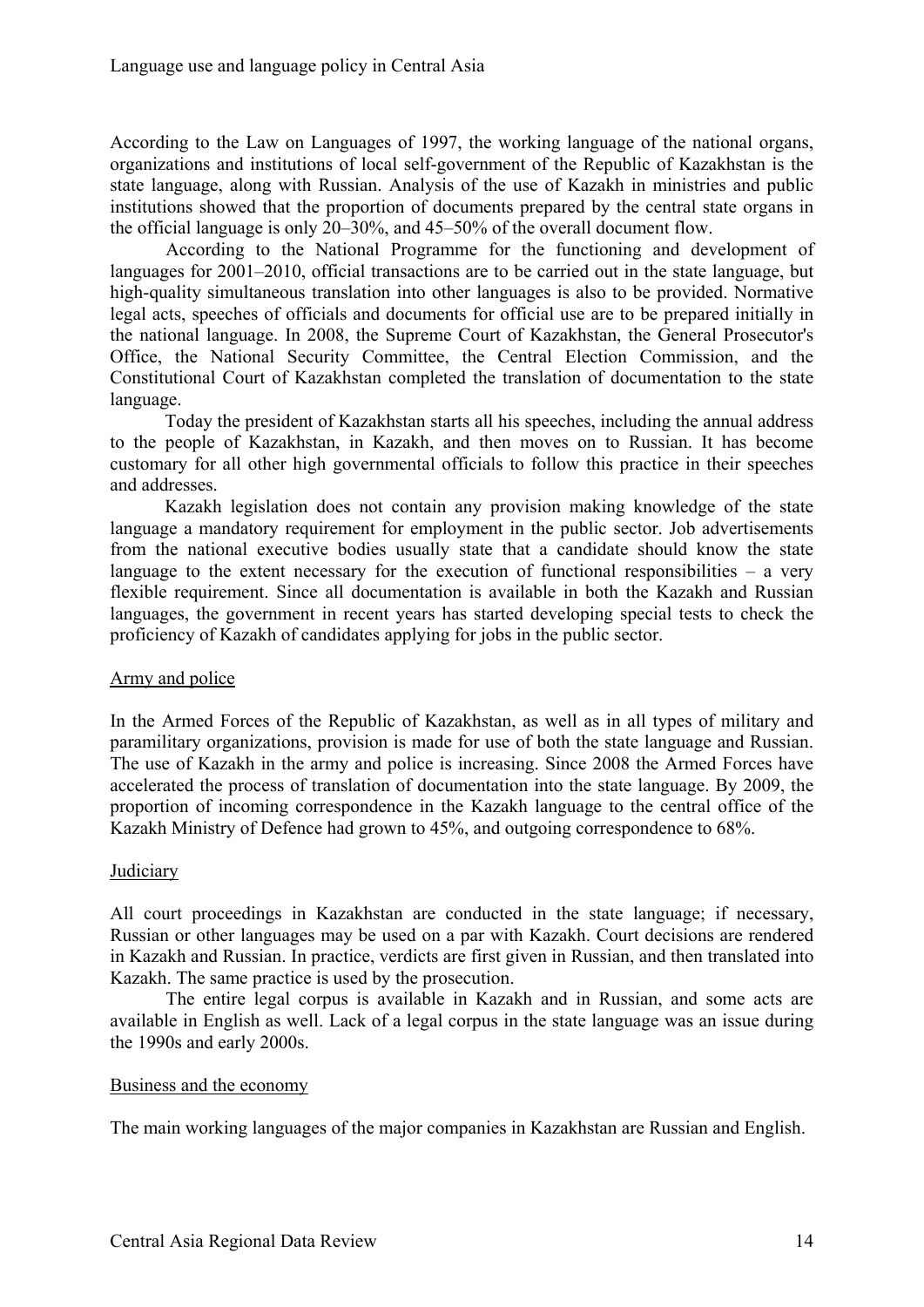According to the Law on Languages of 1997, the working language of the national organs, organizations and institutions of local self-government of the Republic of Kazakhstan is the state language, along with Russian. Analysis of the use of Kazakh in ministries and public institutions showed that the proportion of documents prepared by the central state organs in the official language is only 20–30%, and 45–50% of the overall document flow.

According to the National Programme for the functioning and development of languages for 2001–2010, official transactions are to be carried out in the state language, but high-quality simultaneous translation into other languages is also to be provided. Normative legal acts, speeches of officials and documents for official use are to be prepared initially in the national language. In 2008, the Supreme Court of Kazakhstan, the General Prosecutor's Office, the National Security Committee, the Central Election Commission, and the Constitutional Court of Kazakhstan completed the translation of documentation to the state language.

Today the president of Kazakhstan starts all his speeches, including the annual address to the people of Kazakhstan, in Kazakh, and then moves on to Russian. It has become customary for all other high governmental officials to follow this practice in their speeches and addresses.

Kazakh legislation does not contain any provision making knowledge of the state language a mandatory requirement for employment in the public sector. Job advertisements from the national executive bodies usually state that a candidate should know the state language to the extent necessary for the execution of functional responsibilities – a very flexible requirement. Since all documentation is available in both the Kazakh and Russian languages, the government in recent years has started developing special tests to check the proficiency of Kazakh of candidates applying for jobs in the public sector.

### Army and police

In the Armed Forces of the Republic of Kazakhstan, as well as in all types of military and paramilitary organizations, provision is made for use of both the state language and Russian. The use of Kazakh in the army and police is increasing. Since 2008 the Armed Forces have accelerated the process of translation of documentation into the state language. By 2009, the proportion of incoming correspondence in the Kazakh language to the central office of the Kazakh Ministry of Defence had grown to 45%, and outgoing correspondence to 68%.

### Judiciary

All court proceedings in Kazakhstan are conducted in the state language; if necessary, Russian or other languages may be used on a par with Kazakh. Court decisions are rendered in Kazakh and Russian. In practice, verdicts are first given in Russian, and then translated into Kazakh. The same practice is used by the prosecution.

The entire legal corpus is available in Kazakh and in Russian, and some acts are available in English as well. Lack of a legal corpus in the state language was an issue during the 1990s and early 2000s.

### Business and the economy

The main working languages of the major companies in Kazakhstan are Russian and English.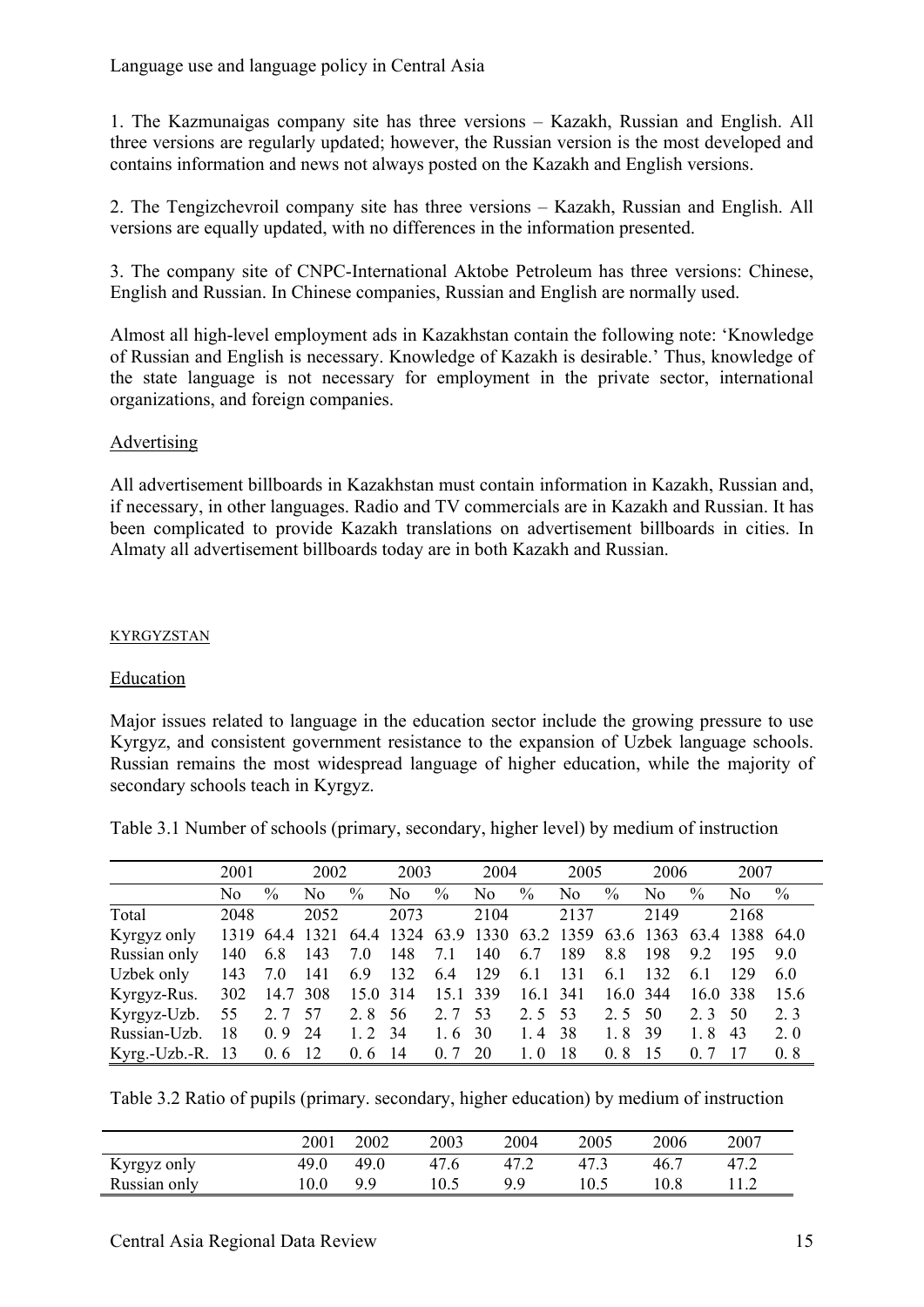1. The Kazmunaigas company site has three versions – Kazakh, Russian and English. All three versions are regularly updated; however, the Russian version is the most developed and contains information and news not always posted on the Kazakh and English versions.

2. The Tengizchevroil company site has three versions – Kazakh, Russian and English. All versions are equally updated, with no differences in the information presented.

3. The company site of CNPC-International Aktobe Petroleum has three versions: Chinese, English and Russian. In Chinese companies, Russian and English are normally used.

Almost all high-level employment ads in Kazakhstan contain the following note: 'Knowledge of Russian and English is necessary. Knowledge of Kazakh is desirable.' Thus, knowledge of the state language is not necessary for employment in the private sector, international organizations, and foreign companies.

### Advertising

All advertisement billboards in Kazakhstan must contain information in Kazakh, Russian and, if necessary, in other languages. Radio and TV commercials are in Kazakh and Russian. It has been complicated to provide Kazakh translations on advertisement billboards in cities. In Almaty all advertisement billboards today are in both Kazakh and Russian.

## KYRGYZSTAN

### Education

Major issues related to language in the education sector include the growing pressure to use Kyrgyz, and consistent government resistance to the expansion of Uzbek language schools. Russian remains the most widespread language of higher education, while the majority of secondary schools teach in Kyrgyz.

Table 3.1 Number of schools (primary, secondary, higher level) by medium of instruction

| | 2001 | | 2002 | | 2003 | | 2004 | | 2005 | | 2006 | | 2007 | |
|---|---|---|---|---|---|---|---|---|---|---|---|---|---|---|
| | No | % | No | % | No | % | No | % | No | % | No | % | No | % |
| Total | 2048 | | 2052 | | 2073 | | 2104 | | 2137 | | 2149 | | 2168 | |
| Kyrgyz only | 1319 | 64.4 | 1321 | 64.4 | 1324 | 63.9 | 1330 | 63.2 | 1359 | 63.6 | 1363 | 63.4 | 1388 | 64.0 |
| Russian only | 140 | 6.8 | 143 | 7.0 | 148 | 7.1 | 140 | 6.7 | 189 | 8.8 | 198 | 9.2 | 195 | 9.0 |
| Uzbek only | 143 | 7.0 | 141 | 6.9 | 132 | 6.4 | 129 | 6.1 | 131 | 6.1 | 132 | 6.1 | 129 | 6.0 |
| Kyrgyz-Rus. | 302 | 14.7 | 308 | 15.0 | 314 | 15.1 | 339 | 16.1 | 341 | 16.0 | 344 | 16.0 | 338 | 15.6 |
| Kyrgyz-Uzb. | 55 | 2. 7 | 57 | 2. 8 | 56 | 2. 7 | 53 | 2. 5 | 53 | 2. 5 | 50 | 2. 3 | 50 | 2. 3 |
| Russian-Uzb. | 18 | 0. 9 | 24 | 1. 2 | 34 | 1. 6 | 30 | 1. 4 | 38 | 1. 8 | 39 | 1. 8 | 43 | 2. 0 |
| Kyrg.-Uzb.-R. | 13 | 0. 6 | 12 | 0. 6 | 14 | 0. 7 | 20 | 1. 0 | 18 | 0. 8 | 15 | 0. 7 | 17 | 0. 8 |

Table 3.2 Ratio of pupils (primary. secondary, higher education) by medium of instruction

| | 2001 | 2002 | 2003 | 2004 | 2005 | 2006 | 2007 |
|---|---|---|---|---|---|---|---|
| Kyrgyz only | 49.0 | 49.0 | 47.6 | 47.2 | 47.3 | 46.7 | 47.2 |
| Russian only | 10.0 | 9.9 | 10.5 | 9.9 | 10.5 | 10.8 | 11.2 |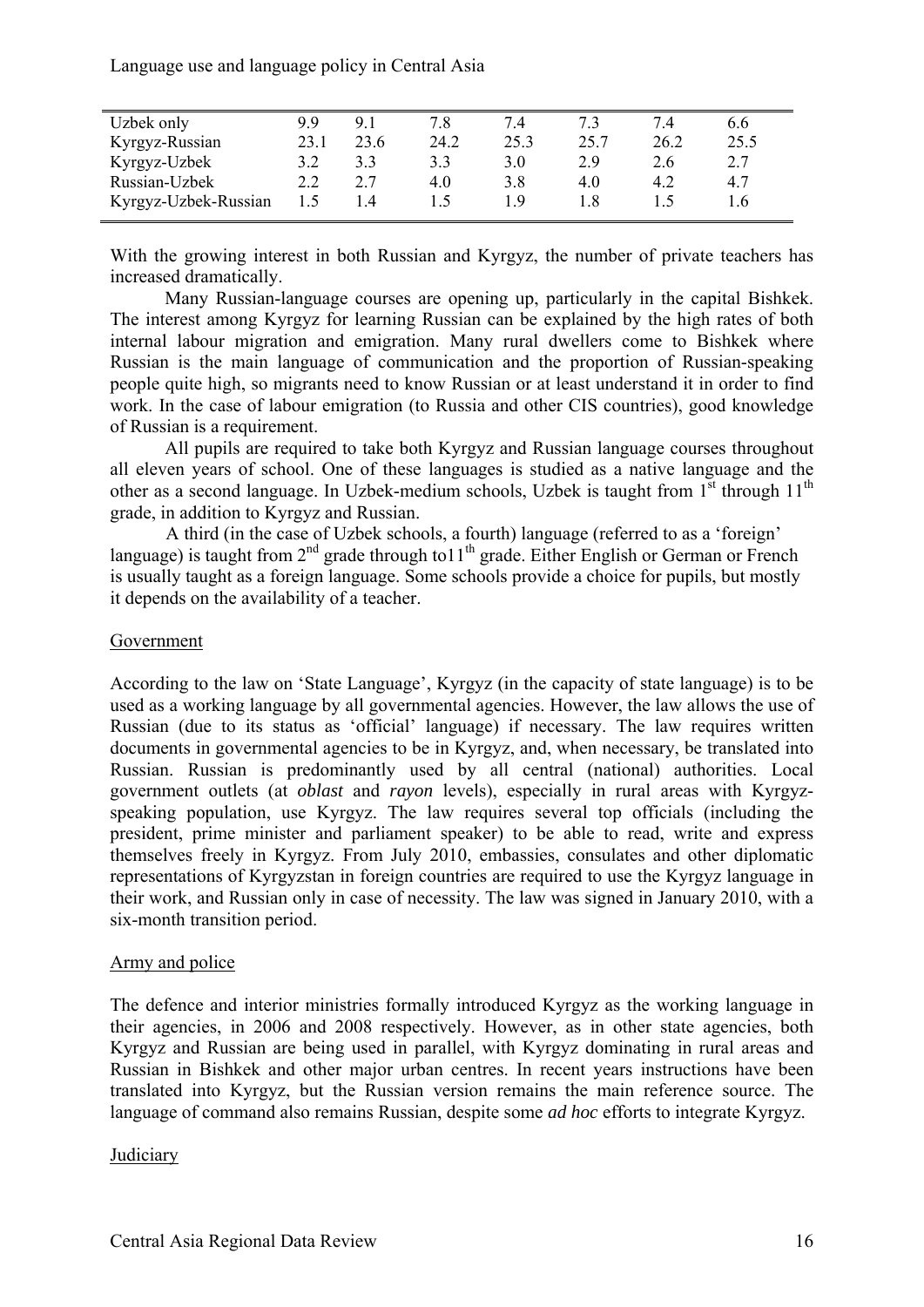| | | | | | | | |
|---|---|---|---|---|---|---|---|
| Uzbek only | 9.9 | 9.1 | 7.8 | 7.4 | 7.3 | 7.4 | 6.6 |
| Kyrgyz-Russian | 23.1 | 23.6 | 24.2 | 25.3 | 25.7 | 26.2 | 25.5 |
| Kyrgyz-Uzbek | 3.2 | 3.3 | 3.3 | 3.0 | 2.9 | 2.6 | 2.7 |
| Russian-Uzbek | 2.2 | 2.7 | 4.0 | 3.8 | 4.0 | 4.2 | 4.7 |
| Kyrgyz-Uzbek-Russian | 1.5 | 1.4 | 1.5 | 1.9 | 1.8 | 1.5 | 1.6 |

With the growing interest in both Russian and Kyrgyz, the number of private teachers has increased dramatically.

Many Russian-language courses are opening up, particularly in the capital Bishkek. The interest among Kyrgyz for learning Russian can be explained by the high rates of both internal labour migration and emigration. Many rural dwellers come to Bishkek where Russian is the main language of communication and the proportion of Russian-speaking people quite high, so migrants need to know Russian or at least understand it in order to find work. In the case of labour emigration (to Russia and other CIS countries), good knowledge of Russian is a requirement.

All pupils are required to take both Kyrgyz and Russian language courses throughout all eleven years of school. One of these languages is studied as a native language and the other as a second language. In Uzbek-medium schools, Uzbek is taught from 1st through 11th grade, in addition to Kyrgyz and Russian.

A third (in the case of Uzbek schools, a fourth) language (referred to as a 'foreign' language) is taught from 2nd grade through to11th grade. Either English or German or French is usually taught as a foreign language. Some schools provide a choice for pupils, but mostly it depends on the availability of a teacher.

Government

According to the law on 'State Language', Kyrgyz (in the capacity of state language) is to be used as a working language by all governmental agencies. However, the law allows the use of Russian (due to its status as 'official' language) if necessary. The law requires written documents in governmental agencies to be in Kyrgyz, and, when necessary, be translated into Russian. Russian is predominantly used by all central (national) authorities. Local government outlets (at *oblast* and *rayon* levels), especially in rural areas with Kyrgyz-speaking population, use Kyrgyz. The law requires several top officials (including the president, prime minister and parliament speaker) to be able to read, write and express themselves freely in Kyrgyz. From July 2010, embassies, consulates and other diplomatic representations of Kyrgyzstan in foreign countries are required to use the Kyrgyz language in their work, and Russian only in case of necessity. The law was signed in January 2010, with a six-month transition period.

Army and police

The defence and interior ministries formally introduced Kyrgyz as the working language in their agencies, in 2006 and 2008 respectively. However, as in other state agencies, both Kyrgyz and Russian are being used in parallel, with Kyrgyz dominating in rural areas and Russian in Bishkek and other major urban centres. In recent years instructions have been translated into Kyrgyz, but the Russian version remains the main reference source. The language of command also remains Russian, despite some *ad hoc* efforts to integrate Kyrgyz.

Judiciary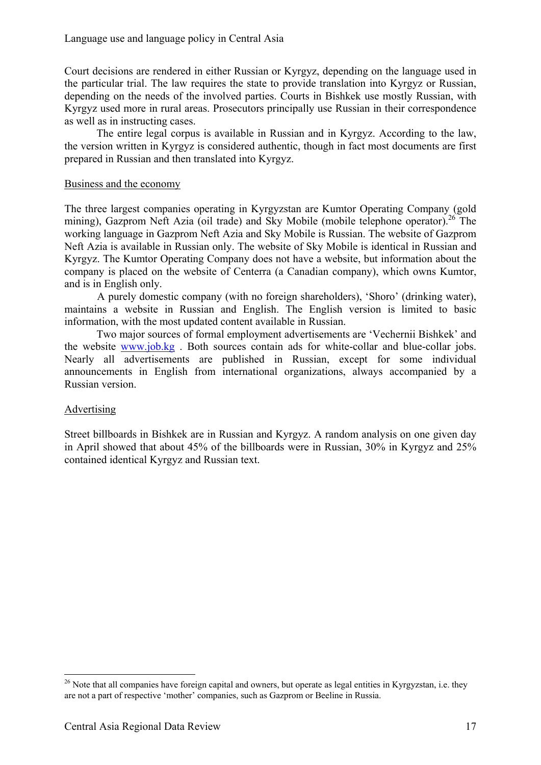Court decisions are rendered in either Russian or Kyrgyz, depending on the language used in the particular trial. The law requires the state to provide translation into Kyrgyz or Russian, depending on the needs of the involved parties. Courts in Bishkek use mostly Russian, with Kyrgyz used more in rural areas. Prosecutors principally use Russian in their correspondence as well as in instructing cases.

The entire legal corpus is available in Russian and in Kyrgyz. According to the law, the version written in Kyrgyz is considered authentic, though in fact most documents are first prepared in Russian and then translated into Kyrgyz.

### Business and the economy

The three largest companies operating in Kyrgyzstan are Kumtor Operating Company (gold mining), Gazprom Neft Azia (oil trade) and Sky Mobile (mobile telephone operator).[26] The working language in Gazprom Neft Azia and Sky Mobile is Russian. The website of Gazprom Neft Azia is available in Russian only. The website of Sky Mobile is identical in Russian and Kyrgyz. The Kumtor Operating Company does not have a website, but information about the company is placed on the website of Centerra (a Canadian company), which owns Kumtor, and is in English only.

A purely domestic company (with no foreign shareholders), 'Shoro' (drinking water), maintains a website in Russian and English. The English version is limited to basic information, with the most updated content available in Russian.

Two major sources of formal employment advertisements are 'Vechernii Bishkek' and the website www.job.kg . Both sources contain ads for white-collar and blue-collar jobs. Nearly all advertisements are published in Russian, except for some individual announcements in English from international organizations, always accompanied by a Russian version.

### Advertising

Street billboards in Bishkek are in Russian and Kyrgyz. A random analysis on one given day in April showed that about 45% of the billboards were in Russian, 30% in Kyrgyz and 25% contained identical Kyrgyz and Russian text.

---

[26] Note that all companies have foreign capital and owners, but operate as legal entities in Kyrgyzstan, i.e. they are not a part of respective 'mother' companies, such as Gazprom or Beeline in Russia.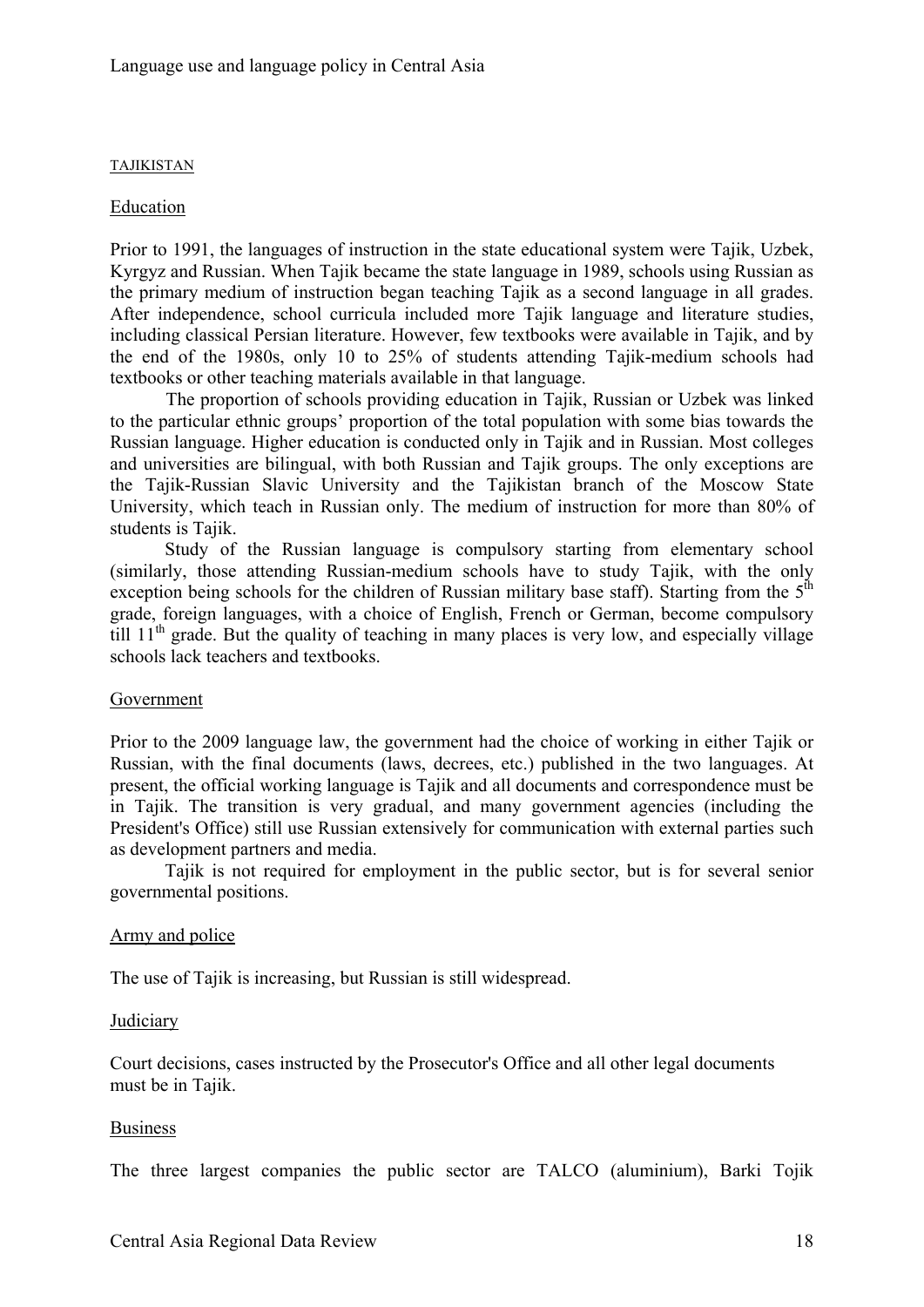## TAJIKISTAN

### Education

Prior to 1991, the languages of instruction in the state educational system were Tajik, Uzbek, Kyrgyz and Russian. When Tajik became the state language in 1989, schools using Russian as the primary medium of instruction began teaching Tajik as a second language in all grades. After independence, school curricula included more Tajik language and literature studies, including classical Persian literature. However, few textbooks were available in Tajik, and by the end of the 1980s, only 10 to 25% of students attending Tajik-medium schools had textbooks or other teaching materials available in that language.

The proportion of schools providing education in Tajik, Russian or Uzbek was linked to the particular ethnic groups' proportion of the total population with some bias towards the Russian language. Higher education is conducted only in Tajik and in Russian. Most colleges and universities are bilingual, with both Russian and Tajik groups. The only exceptions are the Tajik-Russian Slavic University and the Tajikistan branch of the Moscow State University, which teach in Russian only. The medium of instruction for more than 80% of students is Tajik.

Study of the Russian language is compulsory starting from elementary school (similarly, those attending Russian-medium schools have to study Tajik, with the only exception being schools for the children of Russian military base staff). Starting from the 5th grade, foreign languages, with a choice of English, French or German, become compulsory till 11th grade. But the quality of teaching in many places is very low, and especially village schools lack teachers and textbooks.

### Government

Prior to the 2009 language law, the government had the choice of working in either Tajik or Russian, with the final documents (laws, decrees, etc.) published in the two languages. At present, the official working language is Tajik and all documents and correspondence must be in Tajik. The transition is very gradual, and many government agencies (including the President's Office) still use Russian extensively for communication with external parties such as development partners and media.

Tajik is not required for employment in the public sector, but is for several senior governmental positions.

### Army and police

The use of Tajik is increasing, but Russian is still widespread.

### Judiciary

Court decisions, cases instructed by the Prosecutor's Office and all other legal documents must be in Tajik.

### Business

The three largest companies the public sector are TALCO (aluminium), Barki Tojik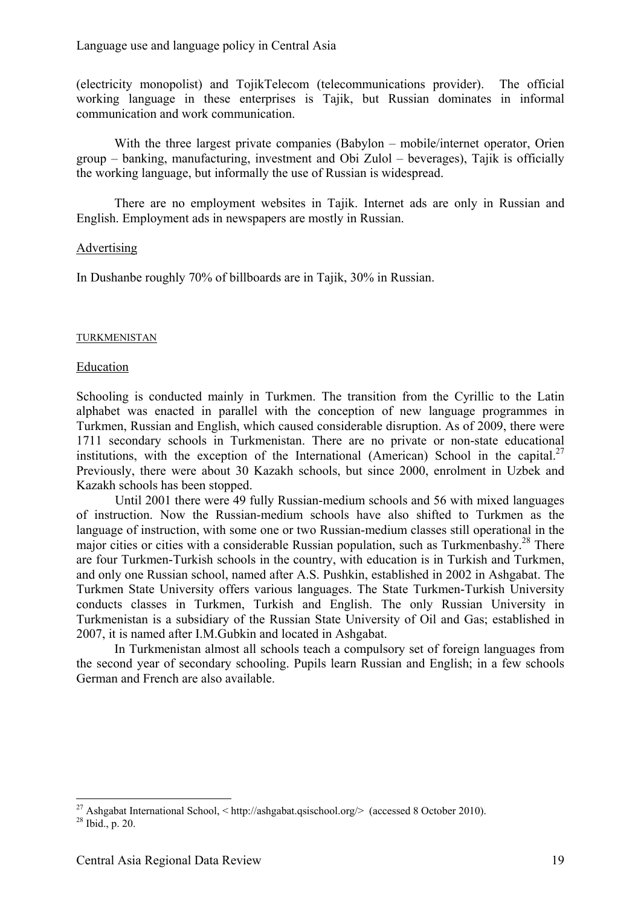(electricity monopolist) and TojikTelecom (telecommunications provider). The official working language in these enterprises is Tajik, but Russian dominates in informal communication and work communication.

With the three largest private companies (Babylon – mobile/internet operator, Orien group – banking, manufacturing, investment and Obi Zulol – beverages), Tajik is officially the working language, but informally the use of Russian is widespread.

There are no employment websites in Tajik. Internet ads are only in Russian and English. Employment ads in newspapers are mostly in Russian.

### Advertising

In Dushanbe roughly 70% of billboards are in Tajik, 30% in Russian.

## TURKMENISTAN

### Education

Schooling is conducted mainly in Turkmen. The transition from the Cyrillic to the Latin alphabet was enacted in parallel with the conception of new language programmes in Turkmen, Russian and English, which caused considerable disruption. As of 2009, there were 1711 secondary schools in Turkmenistan. There are no private or non-state educational institutions, with the exception of the International (American) School in the capital.[27] Previously, there were about 30 Kazakh schools, but since 2000, enrolment in Uzbek and Kazakh schools has been stopped.

Until 2001 there were 49 fully Russian-medium schools and 56 with mixed languages of instruction. Now the Russian-medium schools have also shifted to Turkmen as the language of instruction, with some one or two Russian-medium classes still operational in the major cities or cities with a considerable Russian population, such as Turkmenbashy.[28] There are four Turkmen-Turkish schools in the country, with education is in Turkish and Turkmen, and only one Russian school, named after A.S. Pushkin, established in 2002 in Ashgabat. The Turkmen State University offers various languages. The State Turkmen-Turkish University conducts classes in Turkmen, Turkish and English. The only Russian University in Turkmenistan is a subsidiary of the Russian State University of Oil and Gas; established in 2007, it is named after I.M.Gubkin and located in Ashgabat.

In Turkmenistan almost all schools teach a compulsory set of foreign languages from the second year of secondary schooling. Pupils learn Russian and English; in a few schools German and French are also available.

---

[27] Ashgabat International School, < http://ashgabat.qsischool.org/> (accessed 8 October 2010).

[28] Ibid., p. 20.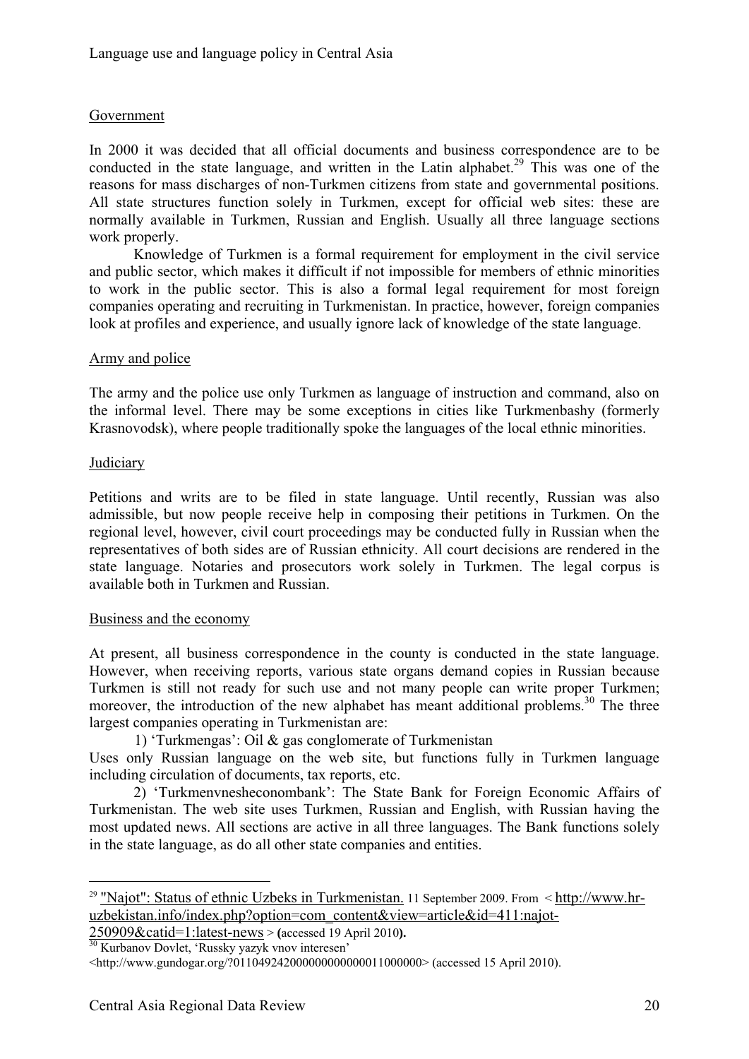Government

In 2000 it was decided that all official documents and business correspondence are to be conducted in the state language, and written in the Latin alphabet.[29] This was one of the reasons for mass discharges of non-Turkmen citizens from state and governmental positions. All state structures function solely in Turkmen, except for official web sites: these are normally available in Turkmen, Russian and English. Usually all three language sections work properly.

Knowledge of Turkmen is a formal requirement for employment in the civil service and public sector, which makes it difficult if not impossible for members of ethnic minorities to work in the public sector. This is also a formal legal requirement for most foreign companies operating and recruiting in Turkmenistan. In practice, however, foreign companies look at profiles and experience, and usually ignore lack of knowledge of the state language.

Army and police

The army and the police use only Turkmen as language of instruction and command, also on the informal level. There may be some exceptions in cities like Turkmenbashy (formerly Krasnovodsk), where people traditionally spoke the languages of the local ethnic minorities.

Judiciary

Petitions and writs are to be filed in state language. Until recently, Russian was also admissible, but now people receive help in composing their petitions in Turkmen. On the regional level, however, civil court proceedings may be conducted fully in Russian when the representatives of both sides are of Russian ethnicity. All court decisions are rendered in the state language. Notaries and prosecutors work solely in Turkmen. The legal corpus is available both in Turkmen and Russian.

Business and the economy

At present, all business correspondence in the county is conducted in the state language. However, when receiving reports, various state organs demand copies in Russian because Turkmen is still not ready for such use and not many people can write proper Turkmen; moreover, the introduction of the new alphabet has meant additional problems.[30] The three largest companies operating in Turkmenistan are:

1) 'Turkmengas': Oil & gas conglomerate of Turkmenistan

Uses only Russian language on the web site, but functions fully in Turkmen language including circulation of documents, tax reports, etc.

2) 'Turkmenvnesheconombank': The State Bank for Foreign Economic Affairs of Turkmenistan. The web site uses Turkmen, Russian and English, with Russian having the most updated news. All sections are active in all three languages. The Bank functions solely in the state language, as do all other state companies and entities.

---

[29] "Najot": Status of ethnic Uzbeks in Turkmenistan. 11 September 2009. From < http://www.hr-uzbekistan.info/index.php?option=com_content&view=article&id=411:najot-250909&catid=1:latest-news > (accessed 19 April 2010).

[30] Kurbanov Dovlet, 'Russky yazyk vnov interesen' <http://www.gundogar.org/?0110492420000000000000011000000> (accessed 15 April 2010).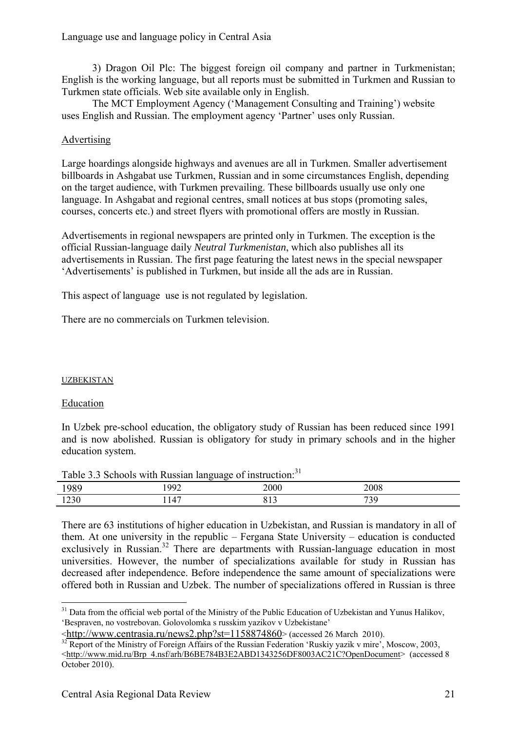3) Dragon Oil Plc: The biggest foreign oil company and partner in Turkmenistan; English is the working language, but all reports must be submitted in Turkmen and Russian to Turkmen state officials. Web site available only in English.

The MCT Employment Agency ('Management Consulting and Training') website uses English and Russian. The employment agency 'Partner' uses only Russian.

## Advertising

Large hoardings alongside highways and avenues are all in Turkmen. Smaller advertisement billboards in Ashgabat use Turkmen, Russian and in some circumstances English, depending on the target audience, with Turkmen prevailing. These billboards usually use only one language. In Ashgabat and regional centres, small notices at bus stops (promoting sales, courses, concerts etc.) and street flyers with promotional offers are mostly in Russian.

Advertisements in regional newspapers are printed only in Turkmen. The exception is the official Russian-language daily *Neutral Turkmenistan*, which also publishes all its advertisements in Russian. The first page featuring the latest news in the special newspaper 'Advertisements' is published in Turkmen, but inside all the ads are in Russian.

This aspect of language use is not regulated by legislation.

There are no commercials on Turkmen television.

# UZBEKISTAN

## Education

In Uzbek pre-school education, the obligatory study of Russian has been reduced since 1991 and is now abolished. Russian is obligatory for study in primary schools and in the higher education system.

Table 3.3 Schools with Russian language of instruction:[31]

| 1989 | 1992 | 2000 | 2008 |
|---|---|---|---|
| 1230 | 1147 | 813 | 739 |

There are 63 institutions of higher education in Uzbekistan, and Russian is mandatory in all of them. At one university in the republic – Fergana State University – education is conducted exclusively in Russian.[32] There are departments with Russian-language education in most universities. However, the number of specializations available for study in Russian has decreased after independence. Before independence the same amount of specializations were offered both in Russian and Uzbek. The number of specializations offered in Russian is three

---

[31] Data from the official web portal of the Ministry of the Public Education of Uzbekistan and Yunus Halikov, 'Bespraven, no vostrebovan. Golovolomka s russkim yazikov v Uzbekistane' <http://www.centrasia.ru/news2.php?st=1158874860> (accessed 26 March 2010).

[32] Report of the Ministry of Foreign Affairs of the Russian Federation 'Ruskiy yazik v mire', Moscow, 2003, <http://www.mid.ru/Brp_4.nsf/arh/B6BE784B3E2ABD1343256DF8003AC21C?OpenDocument> (accessed 8 October 2010).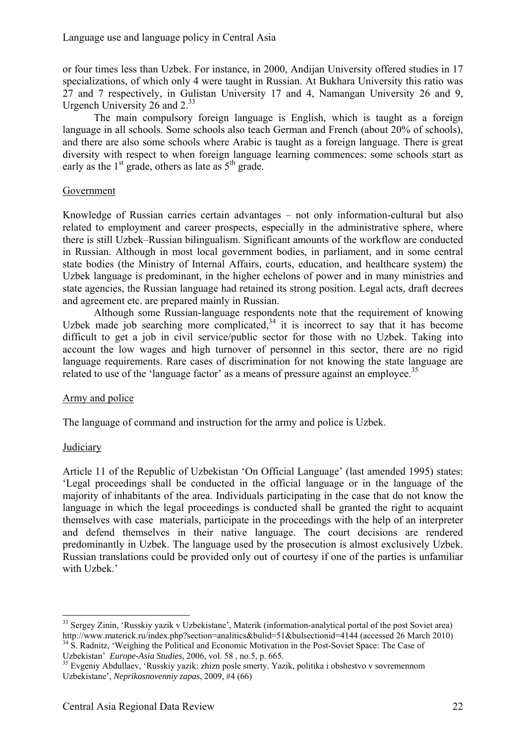or four times less than Uzbek. For instance, in 2000, Andijan University offered studies in 17 specializations, of which only 4 were taught in Russian. At Bukhara University this ratio was 27 and 7 respectively, in Gulistan University 17 and 4, Namangan University 26 and 9, Urgench University 26 and 2.[33]

The main compulsory foreign language is English, which is taught as a foreign language in all schools. Some schools also teach German and French (about 20% of schools), and there are also some schools where Arabic is taught as a foreign language. There is great diversity with respect to when foreign language learning commences: some schools start as early as the 1st grade, others as late as 5th grade.

## Government

Knowledge of Russian carries certain advantages – not only information-cultural but also related to employment and career prospects, especially in the administrative sphere, where there is still Uzbek–Russian bilingualism. Significant amounts of the workflow are conducted in Russian. Although in most local government bodies, in parliament, and in some central state bodies (the Ministry of Internal Affairs, courts, education, and healthcare system) the Uzbek language is predominant, in the higher echelons of power and in many ministries and state agencies, the Russian language had retained its strong position. Legal acts, draft decrees and agreement etc. are prepared mainly in Russian.

Although some Russian-language respondents note that the requirement of knowing Uzbek made job searching more complicated,[34] it is incorrect to say that it has become difficult to get a job in civil service/public sector for those with no Uzbek. Taking into account the low wages and high turnover of personnel in this sector, there are no rigid language requirements. Rare cases of discrimination for not knowing the state language are related to use of the 'language factor' as a means of pressure against an employee.[35]

## Army and police

The language of command and instruction for the army and police is Uzbek.

## Judiciary

Article 11 of the Republic of Uzbekistan 'On Official Language' (last amended 1995) states: 'Legal proceedings shall be conducted in the official language or in the language of the majority of inhabitants of the area. Individuals participating in the case that do not know the language in which the legal proceedings is conducted shall be granted the right to acquaint themselves with case materials, participate in the proceedings with the help of an interpreter and defend themselves in their native language. The court decisions are rendered predominantly in Uzbek. The language used by the prosecution is almost exclusively Uzbek. Russian translations could be provided only out of courtesy if one of the parties is unfamiliar with Uzbek.'

---

[33] Sergey Zinin, 'Russkiy yazik v Uzbekistane', Materik (information-analytical portal of the post Soviet area) http://www.materick.ru/index.php?section=analitics&bulid=51&bulsectionid=4144 (accessed 26 March 2010)

[34] S. Radnitz, 'Weighing the Political and Economic Motivation in the Post-Soviet Space: The Case of Uzbekistan' *Europe-Asia Studies,* 2006, vol. 58 , no.5, p. 665.

[35] Evgeniy Abdullaev, 'Russkiy yazik: zhizn posle smerty. Yazik, politika i obshestvo v sovremennom Uzbekistane', *Neprikosnovenniy zapas*, 2009, #4 (66)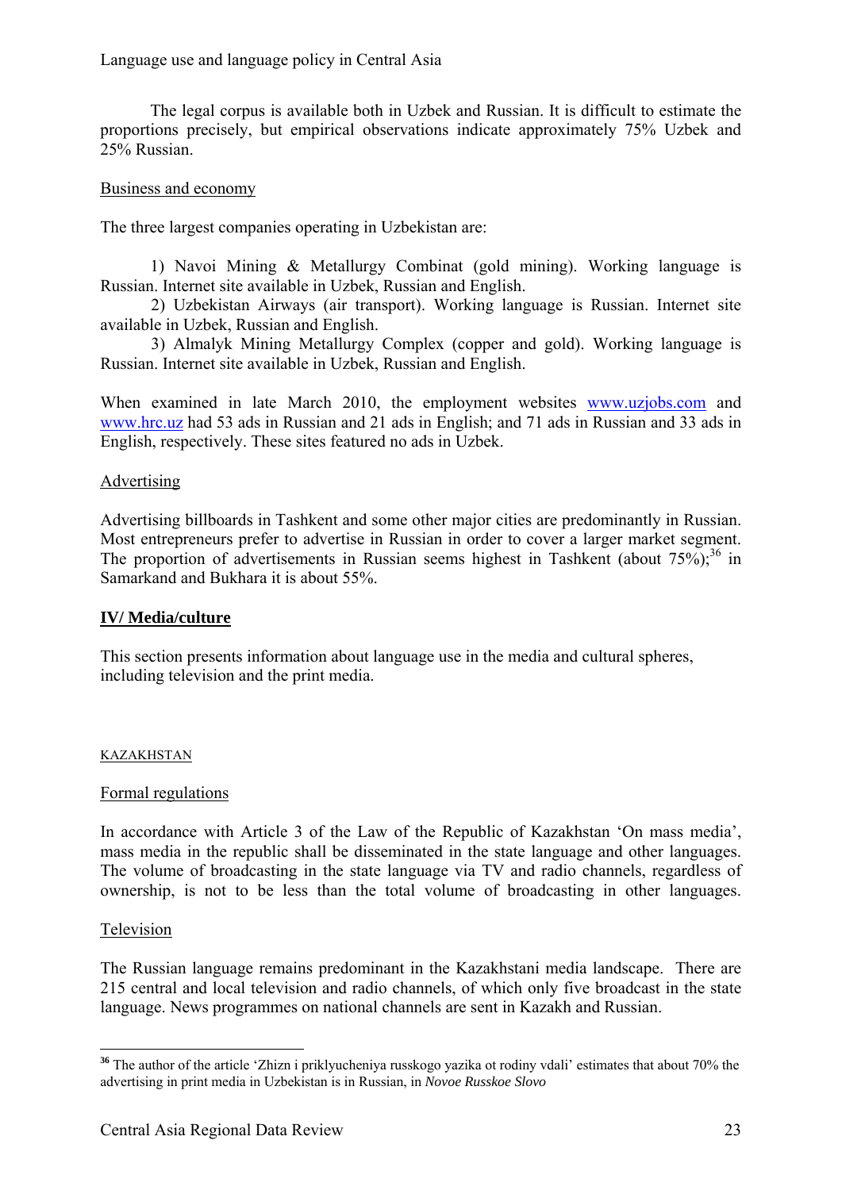The legal corpus is available both in Uzbek and Russian. It is difficult to estimate the proportions precisely, but empirical observations indicate approximately 75% Uzbek and 25% Russian.

Business and economy

The three largest companies operating in Uzbekistan are:

1) Navoi Mining & Metallurgy Combinat (gold mining). Working language is Russian. Internet site available in Uzbek, Russian and English.

2) Uzbekistan Airways (air transport). Working language is Russian. Internet site available in Uzbek, Russian and English.

3) Almalyk Mining Metallurgy Complex (copper and gold). Working language is Russian. Internet site available in Uzbek, Russian and English.

When examined in late March 2010, the employment websites www.uzjobs.com and www.hrc.uz had 53 ads in Russian and 21 ads in English; and 71 ads in Russian and 33 ads in English, respectively. These sites featured no ads in Uzbek.

Advertising

Advertising billboards in Tashkent and some other major cities are predominantly in Russian. Most entrepreneurs prefer to advertise in Russian in order to cover a larger market segment. The proportion of advertisements in Russian seems highest in Tashkent (about 75%);[36] in Samarkand and Bukhara it is about 55%.

## IV/ Media/culture

This section presents information about language use in the media and cultural spheres, including television and the print media.

### KAZAKHSTAN

Formal regulations

In accordance with Article 3 of the Law of the Republic of Kazakhstan 'On mass media', mass media in the republic shall be disseminated in the state language and other languages. The volume of broadcasting in the state language via TV and radio channels, regardless of ownership, is not to be less than the total volume of broadcasting in other languages.

Television

The Russian language remains predominant in the Kazakhstani media landscape. There are 215 central and local television and radio channels, of which only five broadcast in the state language. News programmes on national channels are sent in Kazakh and Russian.

---

[36] The author of the article 'Zhizn i priklyucheniya russkogo yazika ot rodiny vdali' estimates that about 70% the advertising in print media in Uzbekistan is in Russian, in *Novoe Russkoe Slovo*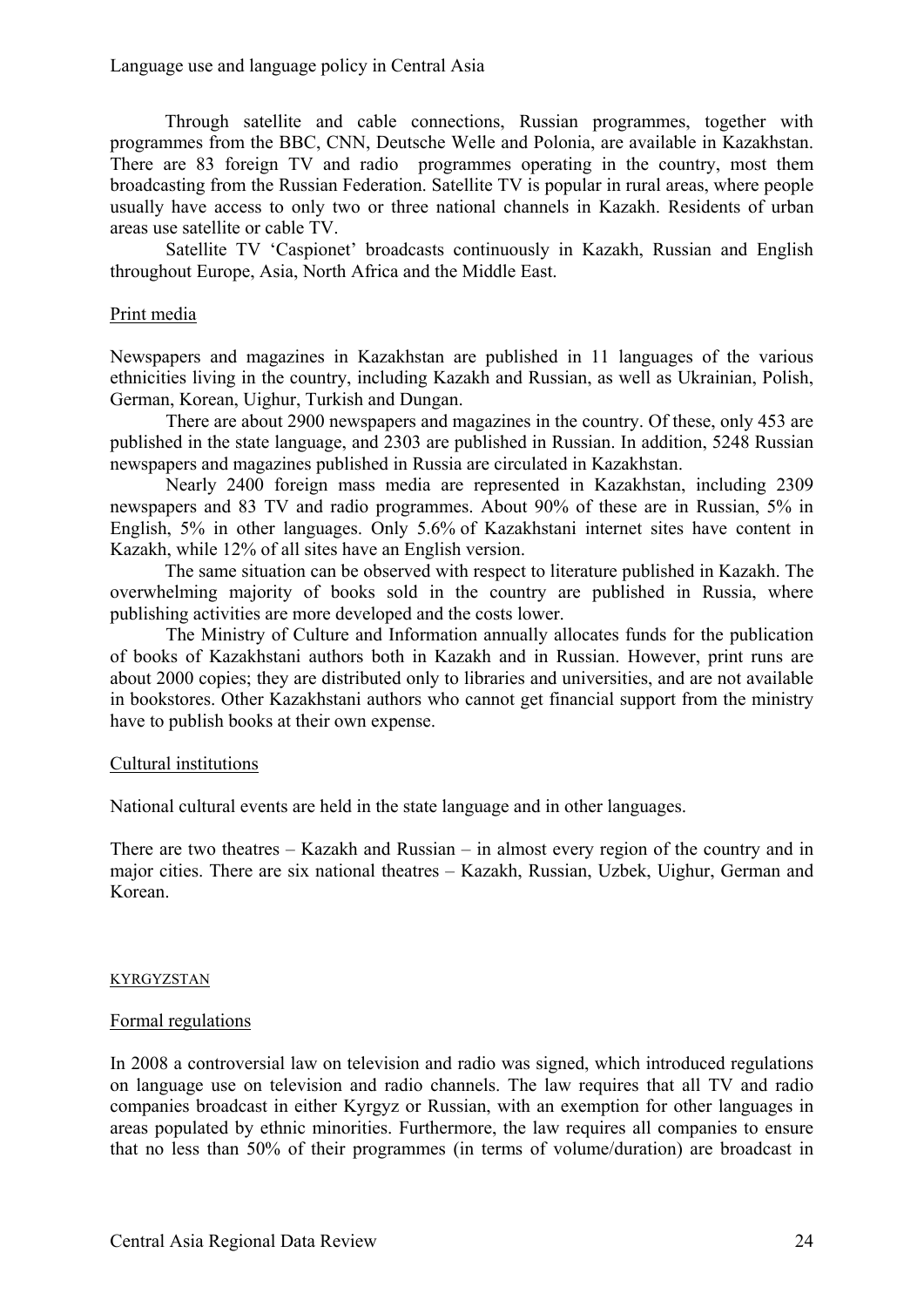Through satellite and cable connections, Russian programmes, together with programmes from the BBC, CNN, Deutsche Welle and Polonia, are available in Kazakhstan. There are 83 foreign TV and radio programmes operating in the country, most them broadcasting from the Russian Federation. Satellite TV is popular in rural areas, where people usually have access to only two or three national channels in Kazakh. Residents of urban areas use satellite or cable TV.

Satellite TV 'Caspionet' broadcasts continuously in Kazakh, Russian and English throughout Europe, Asia, North Africa and the Middle East.

### Print media

Newspapers and magazines in Kazakhstan are published in 11 languages of the various ethnicities living in the country, including Kazakh and Russian, as well as Ukrainian, Polish, German, Korean, Uighur, Turkish and Dungan.

There are about 2900 newspapers and magazines in the country. Of these, only 453 are published in the state language, and 2303 are published in Russian. In addition, 5248 Russian newspapers and magazines published in Russia are circulated in Kazakhstan.

Nearly 2400 foreign mass media are represented in Kazakhstan, including 2309 newspapers and 83 TV and radio programmes. About 90% of these are in Russian, 5% in English, 5% in other languages. Only 5.6% of Kazakhstani internet sites have content in Kazakh, while 12% of all sites have an English version.

The same situation can be observed with respect to literature published in Kazakh. The overwhelming majority of books sold in the country are published in Russia, where publishing activities are more developed and the costs lower.

The Ministry of Culture and Information annually allocates funds for the publication of books of Kazakhstani authors both in Kazakh and in Russian. However, print runs are about 2000 copies; they are distributed only to libraries and universities, and are not available in bookstores. Other Kazakhstani authors who cannot get financial support from the ministry have to publish books at their own expense.

### Cultural institutions

National cultural events are held in the state language and in other languages.

There are two theatres – Kazakh and Russian – in almost every region of the country and in major cities. There are six national theatres – Kazakh, Russian, Uzbek, Uighur, German and Korean.

## KYRGYZSTAN

### Formal regulations

In 2008 a controversial law on television and radio was signed, which introduced regulations on language use on television and radio channels. The law requires that all TV and radio companies broadcast in either Kyrgyz or Russian, with an exemption for other languages in areas populated by ethnic minorities. Furthermore, the law requires all companies to ensure that no less than 50% of their programmes (in terms of volume/duration) are broadcast in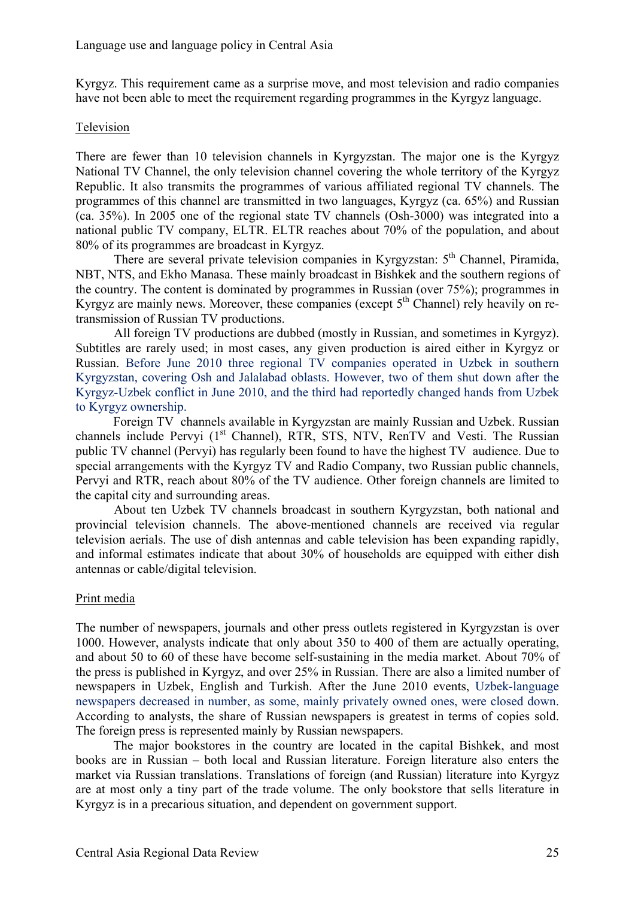Kyrgyz. This requirement came as a surprise move, and most television and radio companies have not been able to meet the requirement regarding programmes in the Kyrgyz language.

## Television

There are fewer than 10 television channels in Kyrgyzstan. The major one is the Kyrgyz National TV Channel, the only television channel covering the whole territory of the Kyrgyz Republic. It also transmits the programmes of various affiliated regional TV channels. The programmes of this channel are transmitted in two languages, Kyrgyz (ca. 65%) and Russian (ca. 35%). In 2005 one of the regional state TV channels (Osh-3000) was integrated into a national public TV company, ELTR. ELTR reaches about 70% of the population, and about 80% of its programmes are broadcast in Kyrgyz.

There are several private television companies in Kyrgyzstan: 5th Channel, Piramida, NBT, NTS, and Ekho Manasa. These mainly broadcast in Bishkek and the southern regions of the country. The content is dominated by programmes in Russian (over 75%); programmes in Kyrgyz are mainly news. Moreover, these companies (except 5th Channel) rely heavily on re-transmission of Russian TV productions.

All foreign TV productions are dubbed (mostly in Russian, and sometimes in Kyrgyz). Subtitles are rarely used; in most cases, any given production is aired either in Kyrgyz or Russian. Before June 2010 three regional TV companies operated in Uzbek in southern Kyrgyzstan, covering Osh and Jalalabad oblasts. However, two of them shut down after the Kyrgyz-Uzbek conflict in June 2010, and the third had reportedly changed hands from Uzbek to Kyrgyz ownership.

Foreign TV channels available in Kyrgyzstan are mainly Russian and Uzbek. Russian channels include Pervyi (1st Channel), RTR, STS, NTV, RenTV and Vesti. The Russian public TV channel (Pervyi) has regularly been found to have the highest TV audience. Due to special arrangements with the Kyrgyz TV and Radio Company, two Russian public channels, Pervyi and RTR, reach about 80% of the TV audience. Other foreign channels are limited to the capital city and surrounding areas.

About ten Uzbek TV channels broadcast in southern Kyrgyzstan, both national and provincial television channels. The above-mentioned channels are received via regular television aerials. The use of dish antennas and cable television has been expanding rapidly, and informal estimates indicate that about 30% of households are equipped with either dish antennas or cable/digital television.

## Print media

The number of newspapers, journals and other press outlets registered in Kyrgyzstan is over 1000. However, analysts indicate that only about 350 to 400 of them are actually operating, and about 50 to 60 of these have become self-sustaining in the media market. About 70% of the press is published in Kyrgyz, and over 25% in Russian. There are also a limited number of newspapers in Uzbek, English and Turkish. After the June 2010 events, Uzbek-language newspapers decreased in number, as some, mainly privately owned ones, were closed down. According to analysts, the share of Russian newspapers is greatest in terms of copies sold. The foreign press is represented mainly by Russian newspapers.

The major bookstores in the country are located in the capital Bishkek, and most books are in Russian – both local and Russian literature. Foreign literature also enters the market via Russian translations. Translations of foreign (and Russian) literature into Kyrgyz are at most only a tiny part of the trade volume. The only bookstore that sells literature in Kyrgyz is in a precarious situation, and dependent on government support.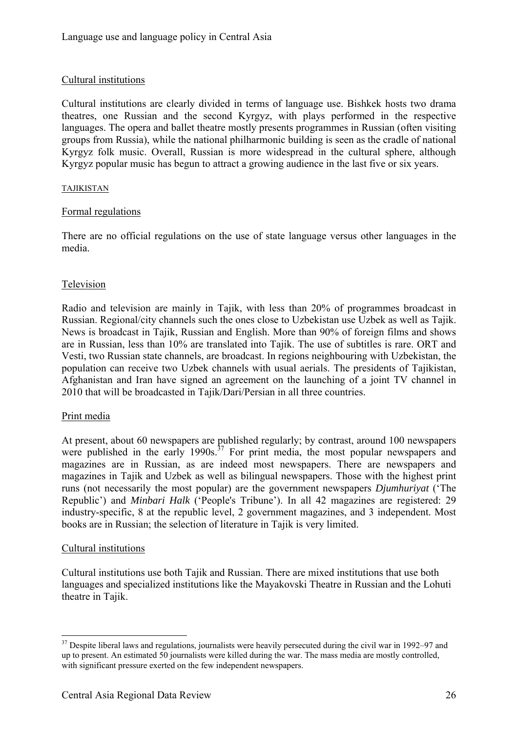### Cultural institutions

Cultural institutions are clearly divided in terms of language use. Bishkek hosts two drama theatres, one Russian and the second Kyrgyz, with plays performed in the respective languages. The opera and ballet theatre mostly presents programmes in Russian (often visiting groups from Russia), while the national philharmonic building is seen as the cradle of national Kyrgyz folk music. Overall, Russian is more widespread in the cultural sphere, although Kyrgyz popular music has begun to attract a growing audience in the last five or six years.

## TAJIKISTAN

### Formal regulations

There are no official regulations on the use of state language versus other languages in the media.

### Television

Radio and television are mainly in Tajik, with less than 20% of programmes broadcast in Russian. Regional/city channels such the ones close to Uzbekistan use Uzbek as well as Tajik. News is broadcast in Tajik, Russian and English. More than 90% of foreign films and shows are in Russian, less than 10% are translated into Tajik. The use of subtitles is rare. ORT and Vesti, two Russian state channels, are broadcast. In regions neighbouring with Uzbekistan, the population can receive two Uzbek channels with usual aerials. The presidents of Tajikistan, Afghanistan and Iran have signed an agreement on the launching of a joint TV channel in 2010 that will be broadcasted in Tajik/Dari/Persian in all three countries.

### Print media

At present, about 60 newspapers are published regularly; by contrast, around 100 newspapers were published in the early 1990s.[37] For print media, the most popular newspapers and magazines are in Russian, as are indeed most newspapers. There are newspapers and magazines in Tajik and Uzbek as well as bilingual newspapers. Those with the highest print runs (not necessarily the most popular) are the government newspapers *Djumhuriyat* ('The Republic') and *Minbari Halk* ('People's Tribune'). In all 42 magazines are registered: 29 industry-specific, 8 at the republic level, 2 government magazines, and 3 independent. Most books are in Russian; the selection of literature in Tajik is very limited.

### Cultural institutions

Cultural institutions use both Tajik and Russian. There are mixed institutions that use both languages and specialized institutions like the Mayakovski Theatre in Russian and the Lohuti theatre in Tajik.

---

[37] Despite liberal laws and regulations, journalists were heavily persecuted during the civil war in 1992–97 and up to present. An estimated 50 journalists were killed during the war. The mass media are mostly controlled, with significant pressure exerted on the few independent newspapers.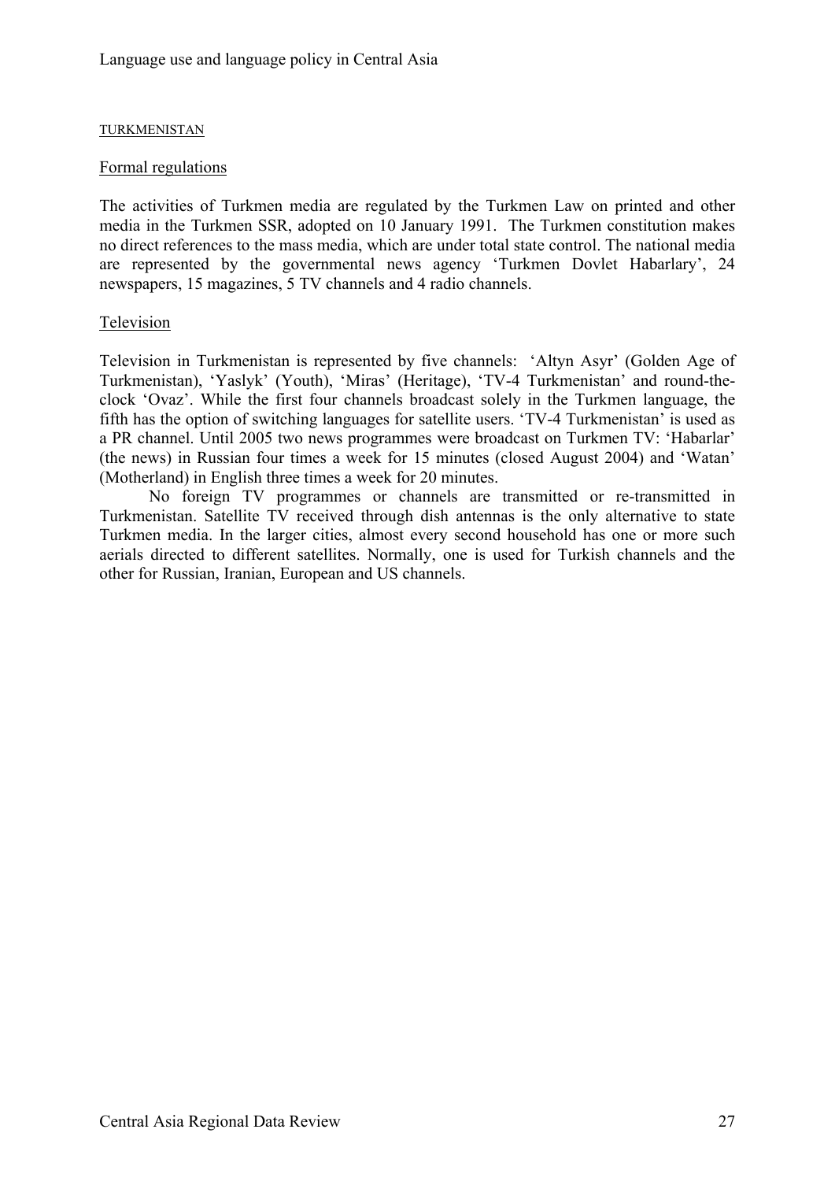## TURKMENISTAN

### Formal regulations

The activities of Turkmen media are regulated by the Turkmen Law on printed and other media in the Turkmen SSR, adopted on 10 January 1991. The Turkmen constitution makes no direct references to the mass media, which are under total state control. The national media are represented by the governmental news agency 'Turkmen Dovlet Habarlary', 24 newspapers, 15 magazines, 5 TV channels and 4 radio channels.

### Television

Television in Turkmenistan is represented by five channels: 'Altyn Asyr' (Golden Age of Turkmenistan), 'Yaslyk' (Youth), 'Miras' (Heritage), 'TV-4 Turkmenistan' and round-the-clock 'Ovaz'. While the first four channels broadcast solely in the Turkmen language, the fifth has the option of switching languages for satellite users. 'TV-4 Turkmenistan' is used as a PR channel. Until 2005 two news programmes were broadcast on Turkmen TV: 'Habarlar' (the news) in Russian four times a week for 15 minutes (closed August 2004) and 'Watan' (Motherland) in English three times a week for 20 minutes.

No foreign TV programmes or channels are transmitted or re-transmitted in Turkmenistan. Satellite TV received through dish antennas is the only alternative to state Turkmen media. In the larger cities, almost every second household has one or more such aerials directed to different satellites. Normally, one is used for Turkish channels and the other for Russian, Iranian, European and US channels.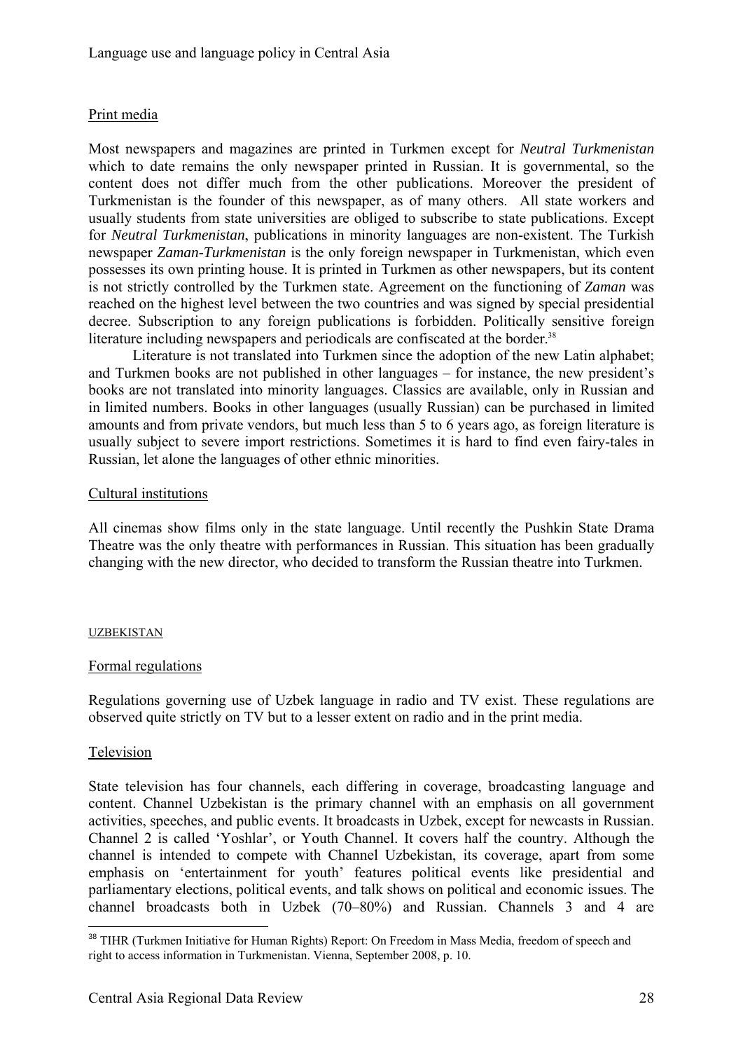### Print media

Most newspapers and magazines are printed in Turkmen except for *Neutral Turkmenistan* which to date remains the only newspaper printed in Russian. It is governmental, so the content does not differ much from the other publications. Moreover the president of Turkmenistan is the founder of this newspaper, as of many others. All state workers and usually students from state universities are obliged to subscribe to state publications. Except for *Neutral Turkmenistan*, publications in minority languages are non-existent. The Turkish newspaper *Zaman-Turkmenistan* is the only foreign newspaper in Turkmenistan, which even possesses its own printing house. It is printed in Turkmen as other newspapers, but its content is not strictly controlled by the Turkmen state. Agreement on the functioning of *Zaman* was reached on the highest level between the two countries and was signed by special presidential decree. Subscription to any foreign publications is forbidden. Politically sensitive foreign literature including newspapers and periodicals are confiscated at the border.[38]

Literature is not translated into Turkmen since the adoption of the new Latin alphabet; and Turkmen books are not published in other languages – for instance, the new president's books are not translated into minority languages. Classics are available, only in Russian and in limited numbers. Books in other languages (usually Russian) can be purchased in limited amounts and from private vendors, but much less than 5 to 6 years ago, as foreign literature is usually subject to severe import restrictions. Sometimes it is hard to find even fairy-tales in Russian, let alone the languages of other ethnic minorities.

### Cultural institutions

All cinemas show films only in the state language. Until recently the Pushkin State Drama Theatre was the only theatre with performances in Russian. This situation has been gradually changing with the new director, who decided to transform the Russian theatre into Turkmen.

## UZBEKISTAN

### Formal regulations

Regulations governing use of Uzbek language in radio and TV exist. These regulations are observed quite strictly on TV but to a lesser extent on radio and in the print media.

### Television

State television has four channels, each differing in coverage, broadcasting language and content. Channel Uzbekistan is the primary channel with an emphasis on all government activities, speeches, and public events. It broadcasts in Uzbek, except for newcasts in Russian. Channel 2 is called 'Yoshlar', or Youth Channel. It covers half the country. Although the channel is intended to compete with Channel Uzbekistan, its coverage, apart from some emphasis on 'entertainment for youth' features political events like presidential and parliamentary elections, political events, and talk shows on political and economic issues. The channel broadcasts both in Uzbek (70–80%) and Russian. Channels 3 and 4 are

---

[38] TIHR (Turkmen Initiative for Human Rights) Report: On Freedom in Mass Media, freedom of speech and right to access information in Turkmenistan. Vienna, September 2008, p. 10.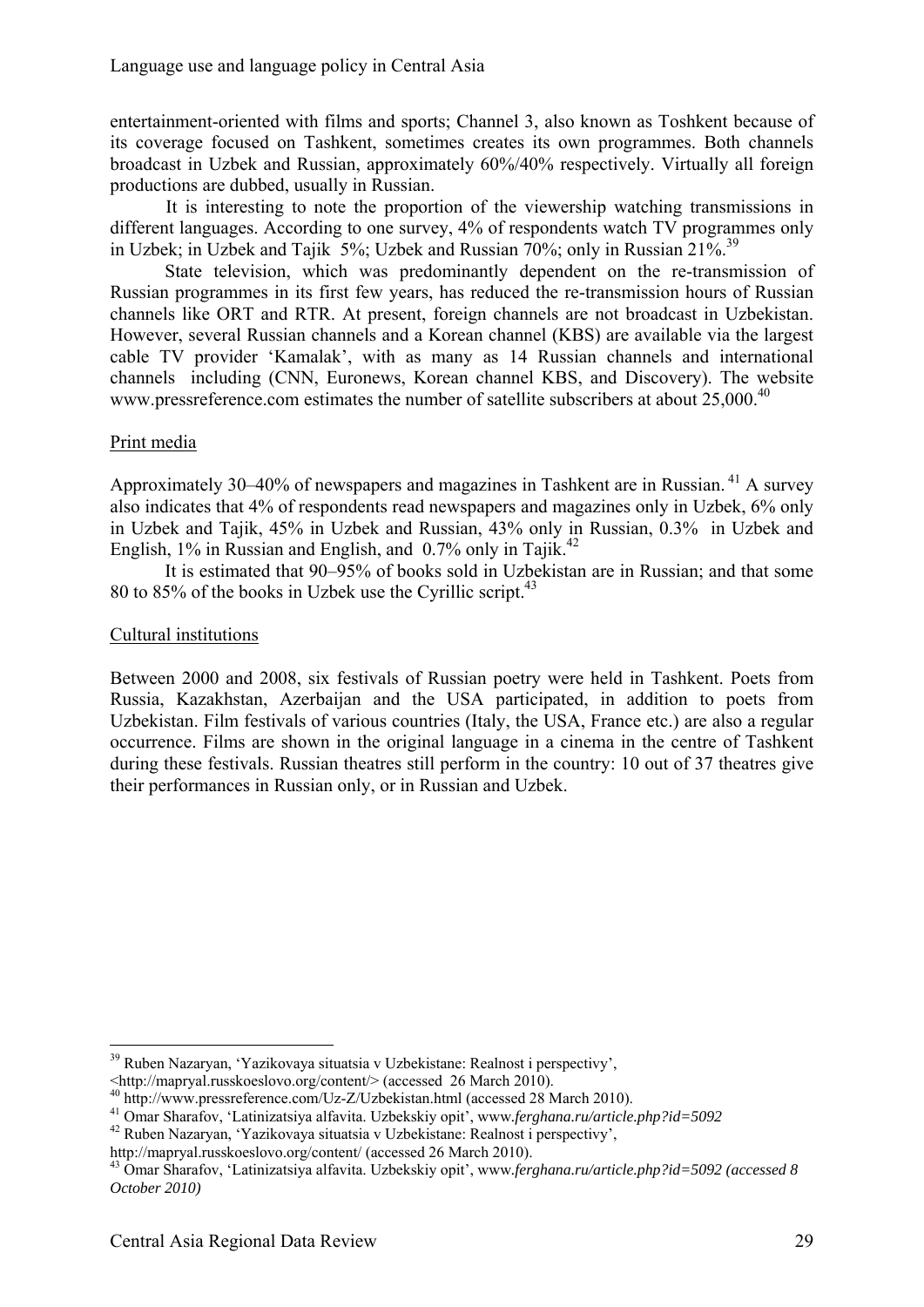entertainment-oriented with films and sports; Channel 3, also known as Toshkent because of its coverage focused on Tashkent, sometimes creates its own programmes. Both channels broadcast in Uzbek and Russian, approximately 60%/40% respectively. Virtually all foreign productions are dubbed, usually in Russian.

It is interesting to note the proportion of the viewership watching transmissions in different languages. According to one survey, 4% of respondents watch TV programmes only in Uzbek; in Uzbek and Tajik 5%; Uzbek and Russian 70%; only in Russian 21%.[39]

State television, which was predominantly dependent on the re-transmission of Russian programmes in its first few years, has reduced the re-transmission hours of Russian channels like ORT and RTR. At present, foreign channels are not broadcast in Uzbekistan. However, several Russian channels and a Korean channel (KBS) are available via the largest cable TV provider 'Kamalak', with as many as 14 Russian channels and international channels including (CNN, Euronews, Korean channel KBS, and Discovery). The website www.pressreference.com estimates the number of satellite subscribers at about 25,000.[40]

## Print media

Approximately 30–40% of newspapers and magazines in Tashkent are in Russian.[41] A survey also indicates that 4% of respondents read newspapers and magazines only in Uzbek, 6% only in Uzbek and Tajik, 45% in Uzbek and Russian, 43% only in Russian, 0.3% in Uzbek and English, 1% in Russian and English, and 0.7% only in Tajik.[42]

It is estimated that 90–95% of books sold in Uzbekistan are in Russian; and that some 80 to 85% of the books in Uzbek use the Cyrillic script.[43]

## Cultural institutions

Between 2000 and 2008, six festivals of Russian poetry were held in Tashkent. Poets from Russia, Kazakhstan, Azerbaijan and the USA participated, in addition to poets from Uzbekistan. Film festivals of various countries (Italy, the USA, France etc.) are also a regular occurrence. Films are shown in the original language in a cinema in the centre of Tashkent during these festivals. Russian theatres still perform in the country: 10 out of 37 theatres give their performances in Russian only, or in Russian and Uzbek.

---

[39] Ruben Nazaryan, 'Yazikovaya situatsia v Uzbekistane: Realnost i perspectivy', <http://mapryal.russkoeslovo.org/content/> (accessed 26 March 2010).

[40] http://www.pressreference.com/Uz-Z/Uzbekistan.html (accessed 28 March 2010).

[41] Omar Sharafov, 'Latinizatsiya alfavita. Uzbekskiy opit', www.*ferghana.ru/article.php?id=5092*

[42] Ruben Nazaryan, 'Yazikovaya situatsia v Uzbekistane: Realnost i perspectivy', http://mapryal.russkoeslovo.org/content/ (accessed 26 March 2010).

[43] Omar Sharafov, 'Latinizatsiya alfavita. Uzbekskiy opit', www.*ferghana.ru/article.php?id=5092 (accessed 8 October 2010)*